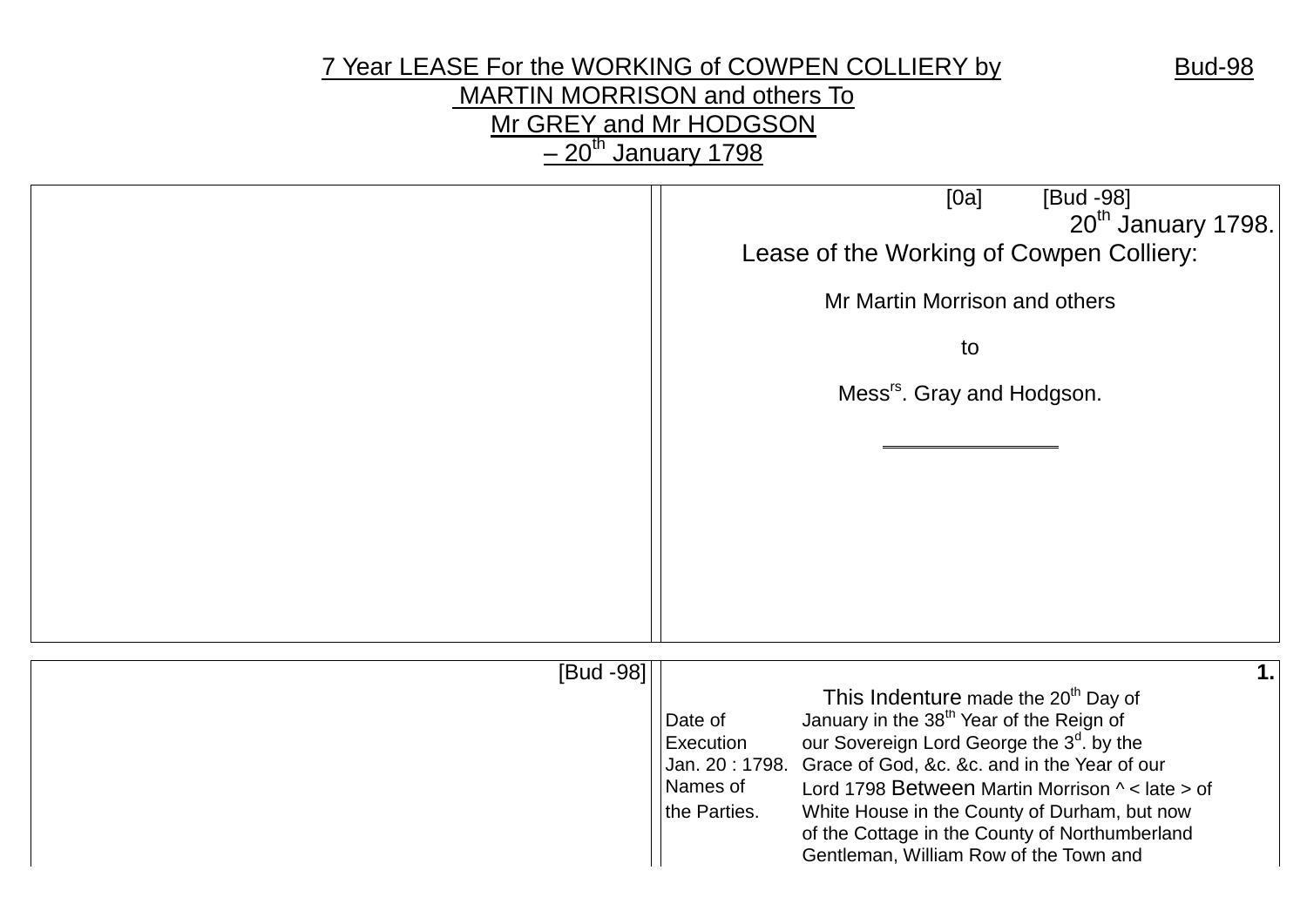# 7 Year LEASE For the WORKING of COWPEN COLLIERY by MARTIN MORRISON and others To Mr GREY and Mr HODGSON – 20th January 1798

Bud-98

[0a] [Bud -98]

20th January 1798.

Lease of the Working of Cowpen Colliery:

Mr Martin Morrison and others

to

Messrs. Gray and Hodgson.

---

[Bud -98]

**1.**

This Indenture made the 20th Day of January in the 38th Year of the Reign of our Sovereign Lord George the 3d. by the Grace of God, &c. &c. and in the Year of our Lord 1798 Between Martin Morrison ^ < late > of White House in the County of Durham, but now of the Cottage in the County of Northumberland Gentleman, William Row of the Town and

Date of Execution Jan. 20 : 1798.

Names of the Parties.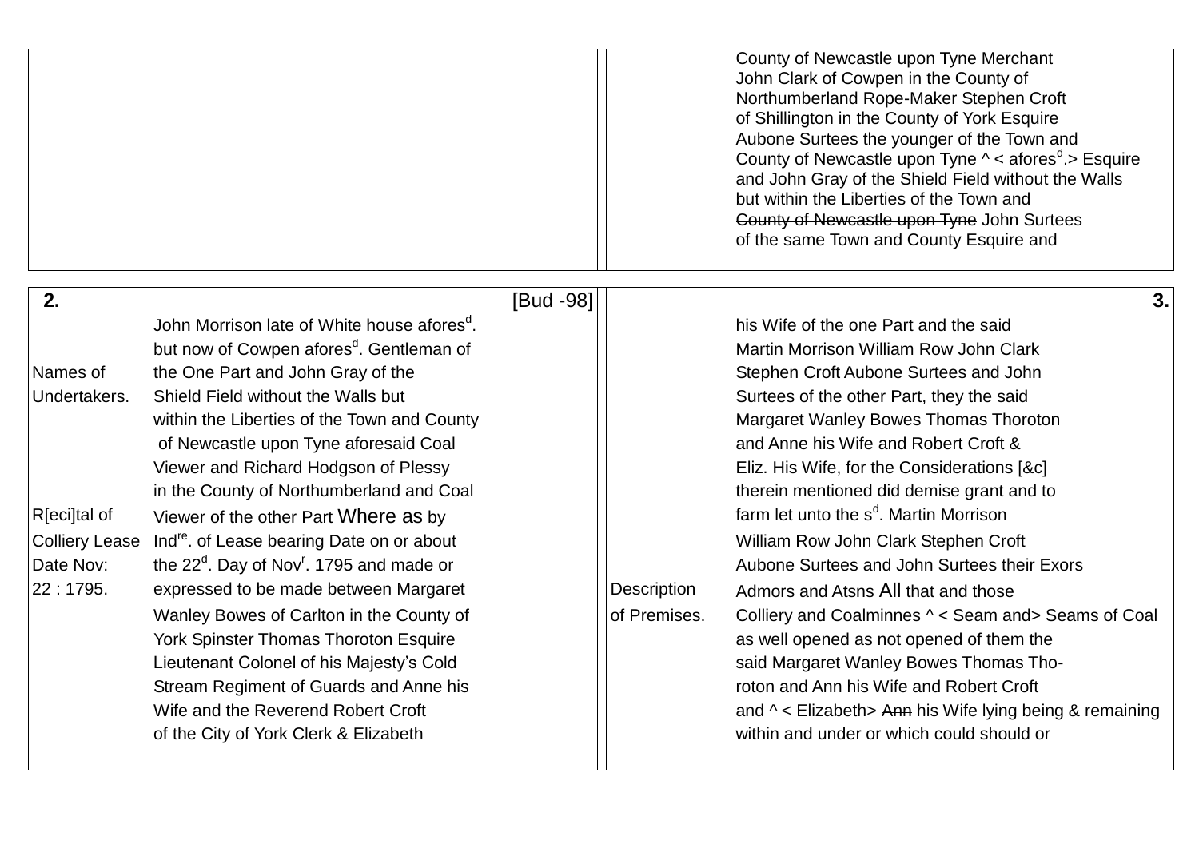County of Newcastle upon Tyne Merchant
John Clark of Cowpen in the County of
Northumberland Rope-Maker Stephen Croft
of Shillington in the County of York Esquire
Aubone Surtees the younger of the Town and
County of Newcastle upon Tyne ^ < afores[d].> Esquire
~~and John Gray of the Shield Field without the Walls
but within the Liberties of the Town and
County of Newcastle upon Tyne~~ John Surtees
of the same Town and County Esquire and

---

**2.** [Bud -98]

| | |
|---|---|
| Names of Undertakers. | John Morrison late of White house afores[d]. but now of Cowpen afores[d]. Gentleman of the One Part and John Gray of the Shield Field without the Walls but within the Liberties of the Town and County of Newcastle upon Tyne aforesaid Coal Viewer and Richard Hodgson of Plessy in the County of Northumberland and Coal |
| R[eci]tal of Colliery Lease Date Nov: 22 : 1795. | Viewer of the other Part Where as by Ind[re]. of Lease bearing Date on or about the 22[d]. Day of Nov[r]. 1795 and made or expressed to be made between Margaret Wanley Bowes of Carlton in the County of York Spinster Thomas Thoroton Esquire Lieutenant Colonel of his Majesty's Cold Stream Regiment of Guards and Anne his Wife and the Reverend Robert Croft of the City of York Clerk & Elizabeth |

**3.**

| | |
|---|---|
| | his Wife of the one Part and the said Martin Morrison William Row John Clark Stephen Croft Aubone Surtees and John Surtees of the other Part, they the said Margaret Wanley Bowes Thomas Thoroton and Anne his Wife and Robert Croft & Eliz. His Wife, for the Considerations [&c] therein mentioned did demise grant and to farm let unto the s[d]. Martin Morrison William Row John Clark Stephen Croft Aubone Surtees and John Surtees their Exors |
| Description of Premises. | Admors and Atsns All that and those Colliery and Coalminnes ^ < Seam and> Seams of Coal as well opened as not opened of them the said Margaret Wanley Bowes Thomas Tho-roton and Ann his Wife and Robert Croft and ^ < Elizabeth> ~~Ann~~ his Wife lying being & remaining within and under or which could should or |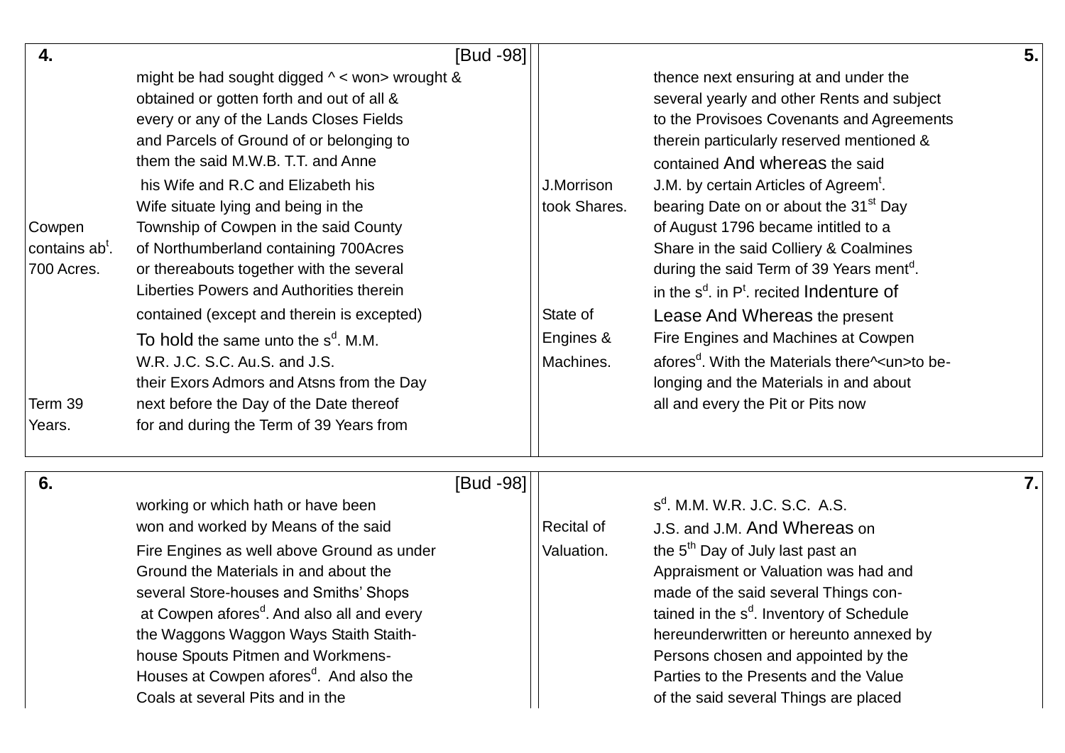**4.** [Bud -98]

| | |
|---|---|
| | might be had sought digged ^ < won> wrought & |
| | obtained or gotten forth and out of all & |
| | every or any of the Lands Closes Fields |
| | and Parcels of Ground of or belonging to |
| | them the said M.W.B. T.T. and Anne |
| | his Wife and R.C and Elizabeth his |
| | Wife situate lying and being in the |
| Cowpen | Township of Cowpen in the said County |
| contains ab[t]. | of Northumberland containing 700Acres |
| 700 Acres. | or thereabouts together with the several |
| | Liberties Powers and Authorities therein |
| | contained (except and therein is excepted) |
| | To hold the same unto the s[d]. M.M. |
| | W.R. J.C. S.C. Au.S. and J.S. |
| | their Exors Admors and Atsns from the Day |
| Term 39 | next before the Day of the Date thereof |
| Years. | for and during the Term of 39 Years from |

**5.**

| | |
|---|---|
| | thence next ensuring at and under the |
| | several yearly and other Rents and subject |
| | to the Provisoes Covenants and Agreements |
| | therein particularly reserved mentioned & |
| | contained And whereas the said |
| J.Morrison | J.M. by certain Articles of Agreem[t]. |
| took Shares. | bearing Date on or about the 31[st] Day |
| | of August 1796 became intitled to a |
| | Share in the said Colliery & Coalmines |
| | during the said Term of 39 Years ment[d]. |
| | in the s[d]. in P[t]. recited Indenture of |
| State of | Lease And Whereas the present |
| Engines & | Fire Engines and Machines at Cowpen |
| Machines. | afores[d]. With the Materials there^<un>to be- |
| | longing and the Materials in and about |
| | all and every the Pit or Pits now |

**6.** [Bud -98]

| | |
|---|---|
| | working or which hath or have been |
| | won and worked by Means of the said |
| | Fire Engines as well above Ground as under |
| | Ground the Materials in and about the |
| | several Store-houses and Smiths' Shops |
| | at Cowpen afores[d]. And also all and every |
| | the Waggons Waggon Ways Staith Staith- |
| | house Spouts Pitmen and Workmens- |
| | Houses at Cowpen afores[d]. And also the |
| | Coals at several Pits and in the |

**7.**

| | |
|---|---|
| | s[d]. M.M. W.R. J.C. S.C. A.S. |
| Recital of | J.S. and J.M. And Whereas on |
| Valuation. | the 5[th] Day of July last past an |
| | Appraisment or Valuation was had and |
| | made of the said several Things con- |
| | tained in the s[d]. Inventory of Schedule |
| | hereunderwritten or hereunto annexed by |
| | Persons chosen and appointed by the |
| | Parties to the Presents and the Value |
| | of the said several Things are placed |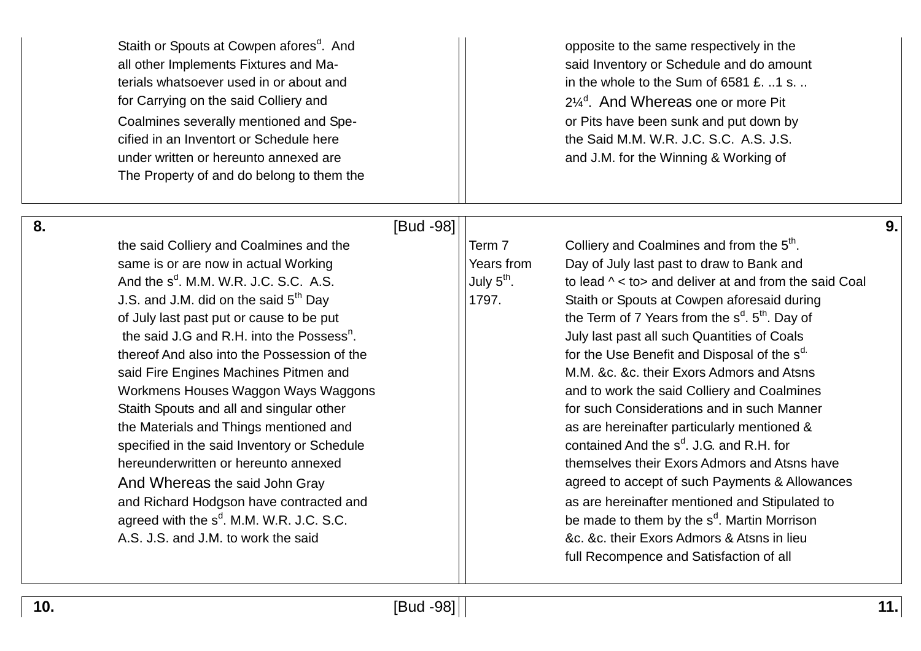Staith or Spouts at Cowpen afores[d]. And
all other Implements Fixtures and Ma-
terials whatsoever used in or about and
for Carrying on the said Colliery and
Coalmines severally mentioned and Spe-
cified in an Inventort or Schedule here
under written or hereunto annexed are
The Property of and do belong to them the

opposite to the same respectively in the
said Inventory or Schedule and do amount
in the whole to the Sum of 6581 £. ..1 s. ..
2¼[d]. And Whereas one or more Pit
or Pits have been sunk and put down by
the Said M.M. W.R. J.C. S.C. A.S. J.S.
and J.M. for the Winning & Working of

**8.** [Bud -98]

the said Colliery and Coalmines and the
same is or are now in actual Working
And the s[d]. M.M. W.R. J.C. S.C. A.S.
J.S. and J.M. did on the said 5[th] Day
of July last past put or cause to be put
the said J.G and R.H. into the Possess[n].
thereof And also into the Possession of the
said Fire Engines Machines Pitmen and
Workmens Houses Waggon Ways Waggons
Staith Spouts and all and singular other
the Materials and Things mentioned and
specified in the said Inventory or Schedule
hereunderwritten or hereunto annexed
And Whereas the said John Gray
and Richard Hodgson have contracted and
agreed with the s[d]. M.M. W.R. J.C. S.C.
A.S. J.S. and J.M. to work the said

**9.**

Term 7 Years from July 5[th]. 1797.

Colliery and Coalmines and from the 5[th].
Day of July last past to draw to Bank and
to lead ^ < to> and deliver at and from the said Coal
Staith or Spouts at Cowpen aforesaid during
the Term of 7 Years from the s[d]. 5[th]. Day of
July last past all such Quantities of Coals
for the Use Benefit and Disposal of the s[d].
M.M. &c. &c. their Exors Admors and Atsns
and to work the said Colliery and Coalmines
for such Considerations and in such Manner
as are hereinafter particularly mentioned &
contained And the s[d]. J.G. and R.H. for
themselves their Exors Admors and Atsns have
agreed to accept of such Payments & Allowances
as are hereinafter mentioned and Stipulated to
be made to them by the s[d]. Martin Morrison
&c. &c. their Exors Admors & Atsns in lieu
full Recompence and Satisfaction of all

**10.** [Bud -98]

**11.**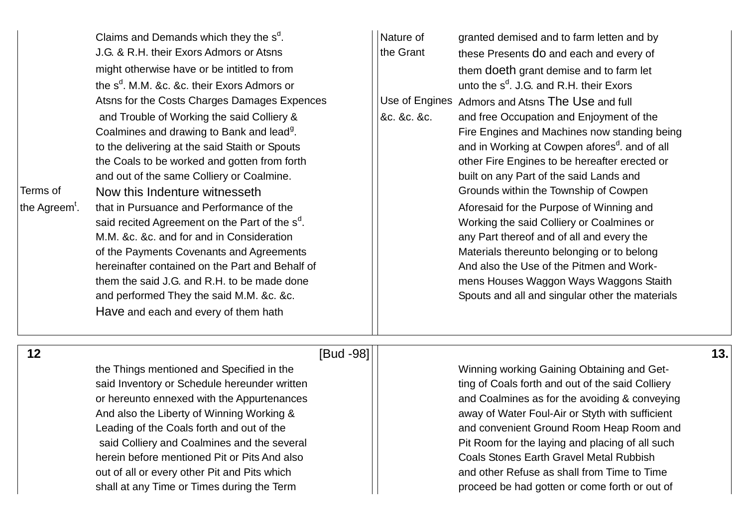Claims and Demands which they the s[d]. J.G. & R.H. their Exors Admors or Atsns might otherwise have or be intitled to from the s[d]. M.M. &c. &c. their Exors Admors or Atsns for the Costs Charges Damages Expences and Trouble of Working the said Colliery & Coalmines and drawing to Bank and lead[g]. to the delivering at the said Staith or Spouts the Coals to be worked and gotten from forth and out of the same Colliery or Coalmine.

*Terms of the Agreem[t].*

Now this Indenture witnesseth that in Pursuance and Performance of the said recited Agreement on the Part of the s[d]. M.M. &c. &c. and for and in Consideration of the Payments Covenants and Agreements hereinafter contained on the Part and Behalf of them the said J.G. and R.H. to be made done and performed They the said M.M. &c. &c. Have and each and every of them hath

*Nature of the Grant*

granted demised and to farm letten and by these Presents do and each and every of them doeth grant demise and to farm let unto the s[d]. J.G. and R.H. their Exors Admors and Atsns The Use and full

*Use of Engines &c. &c. &c.*

and free Occupation and Enjoyment of the Fire Engines and Machines now standing being and in Working at Cowpen afores[d]. and of all other Fire Engines to be hereafter erected or built on any Part of the said Lands and Grounds within the Township of Cowpen Aforesaid for the Purpose of Winning and Working the said Colliery or Coalmines or any Part thereof and of all and every the Materials thereunto belonging or to belong And also the Use of the Pitmen and Workmens Houses Waggon Ways Waggons Staith Spouts and all and singular other the materials

[Bud -98]

the Things mentioned and Specified in the said Inventory or Schedule hereunder written or hereunto ennexed with the Appurtenances And also the Liberty of Winning Working & Leading of the Coals forth and out of the said Colliery and Coalmines and the several herein before mentioned Pit or Pits And also out of all or every other Pit and Pits which shall at any Time or Times during the Term

Winning working Gaining Obtaining and Getting of Coals forth and out of the said Colliery and Coalmines as for the avoiding & conveying away of Water Foul-Air or Styth with sufficient and convenient Ground Room Heap Room and Pit Room for the laying and placing of all such Coals Stones Earth Gravel Metal Rubbish and other Refuse as shall from Time to Time proceed be had gotten or come forth or out of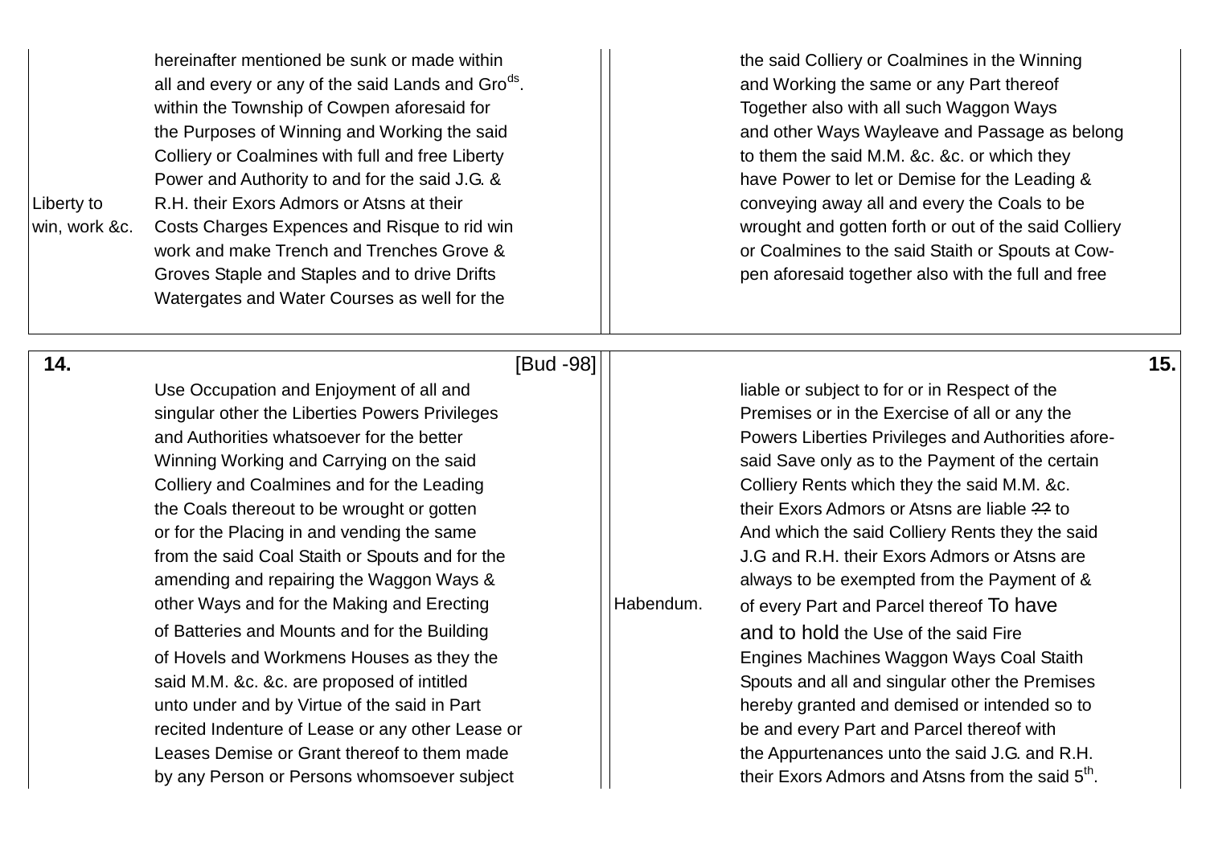hereinafter mentioned be sunk or made within all and every or any of the said Lands and Gro[ds]. within the Township of Cowpen aforesaid for the Purposes of Winning and Working the said Colliery or Coalmines with full and free Liberty Power and Authority to and for the said J.G. & R.H. their Exors Admors or Atsns at their Costs Charges Expences and Risque to rid win work and make Trench and Trenches Grove & Groves Staple and Staples and to drive Drifts Watergates and Water Courses as well for the

*Liberty to win, work &c.*

the said Colliery or Coalmines in the Winning and Working the same or any Part thereof Together also with all such Waggon Ways and other Ways Wayleave and Passage as belong to them the said M.M. &c. &c. or which they have Power to let or Demise for the Leading & conveying away all and every the Coals to be wrought and gotten forth or out of the said Colliery or Coalmines to the said Staith or Spouts at Cowpen aforesaid together also with the full and free

**14.** [Bud -98]

Use Occupation and Enjoyment of all and singular other the Liberties Powers Privileges and Authorities whatsoever for the better Winning Working and Carrying on the said Colliery and Coalmines and for the Leading the Coals thereout to be wrought or gotten or for the Placing in and vending the same from the said Coal Staith or Spouts and for the amending and repairing the Waggon Ways & other Ways and for the Making and Erecting of Batteries and Mounts and for the Building of Hovels and Workmens Houses as they the said M.M. &c. &c. are proposed of intitled unto under and by Virtue of the said in Part recited Indenture of Lease or any other Lease or Leases Demise or Grant thereof to them made by any Person or Persons whomsoever subject

**15.**

liable or subject to for or in Respect of the Premises or in the Exercise of all or any the Powers Liberties Privileges and Authorities aforesaid Save only as to the Payment of the certain Colliery Rents which they the said M.M. &c. their Exors Admors or Atsns are liable ~~??~~ to And which the said Colliery Rents they the said J.G and R.H. their Exors Admors or Atsns are always to be exempted from the Payment of & of every Part and Parcel thereof To have and to hold the Use of the said Fire Engines Machines Waggon Ways Coal Staith Spouts and all and singular other the Premises hereby granted and demised or intended so to be and every Part and Parcel thereof with the Appurtenances unto the said J.G. and R.H. their Exors Admors and Atsns from the said 5[th].

*Habendum.*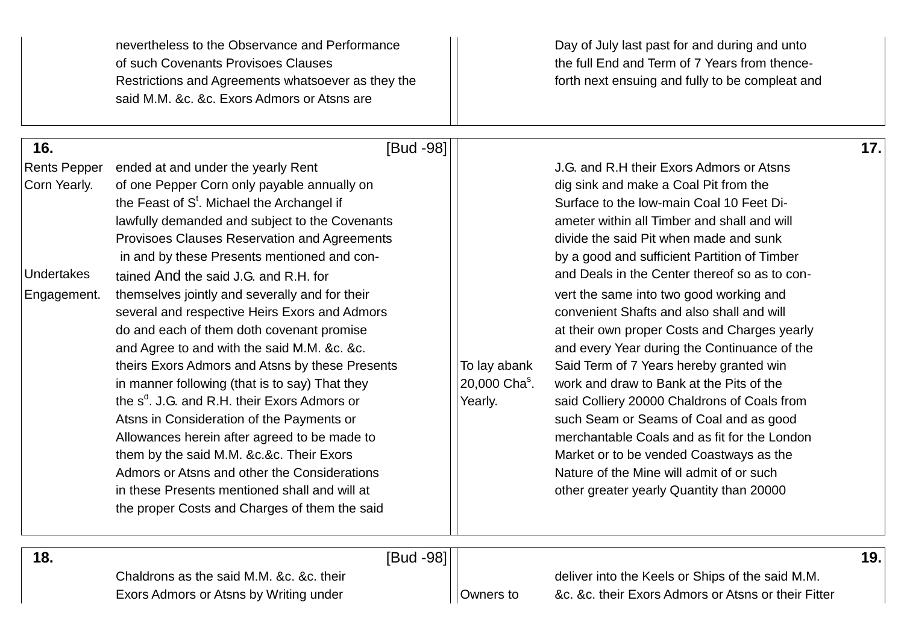nevertheless to the Observance and Performance
of such Covenants Provisoes Clauses
Restrictions and Agreements whatsoever as they the
said M.M. &c. &c. Exors Admors or Atsns are

Day of July last past for and during and unto
the full End and Term of 7 Years from thence-
forth next ensuing and fully to be compleat and

**16.** [Bud -98]

*Rents Pepper Corn Yearly.*

ended at and under the yearly Rent
of one Pepper Corn only payable annually on
the Feast of S[t]. Michael the Archangel if
lawfully demanded and subject to the Covenants
Provisoes Clauses Reservation and Agreements
in and by these Presents mentioned and con-

*Undertakes Engagement.*

tained And the said J.G. and R.H. for
themselves jointly and severally and for their
several and respective Heirs Exors and Admors
do and each of them doth covenant promise
and Agree to and with the said M.M. &c. &c.
theirs Exors Admors and Atsns by these Presents
in manner following (that is to say) That they
the s[d]. J.G. and R.H. their Exors Admors or
Atsns in Consideration of the Payments or
Allowances herein after agreed to be made to
them by the said M.M. &c.&c. Their Exors
Admors or Atsns and other the Considerations
in these Presents mentioned shall and will at
the proper Costs and Charges of them the said

**17.**

J.G. and R.H their Exors Admors or Atsns
dig sink and make a Coal Pit from the
Surface to the low-main Coal 10 Feet Di-
ameter within all Timber and shall and will
divide the said Pit when made and sunk
by a good and sufficient Partition of Timber
and Deals in the Center thereof so as to con-
vert the same into two good working and
convenient Shafts and also shall and will
at their own proper Costs and Charges yearly
and every Year during the Continuance of the

*To lay abank 20,000 Cha[s]. Yearly.*

Said Term of 7 Years hereby granted win
work and draw to Bank at the Pits of the
said Colliery 20000 Chaldrons of Coals from
such Seam or Seams of Coal and as good
merchantable Coals and as fit for the London
Market or to be vended Coastways as the
Nature of the Mine will admit of or such
other greater yearly Quantity than 20000

**18.** [Bud -98]

Chaldrons as the said M.M. &c. &c. their
Exors Admors or Atsns by Writing under

**19.**

deliver into the Keels or Ships of the said M.M.

*Owners to*

&c. &c. their Exors Admors or Atsns or their Fitter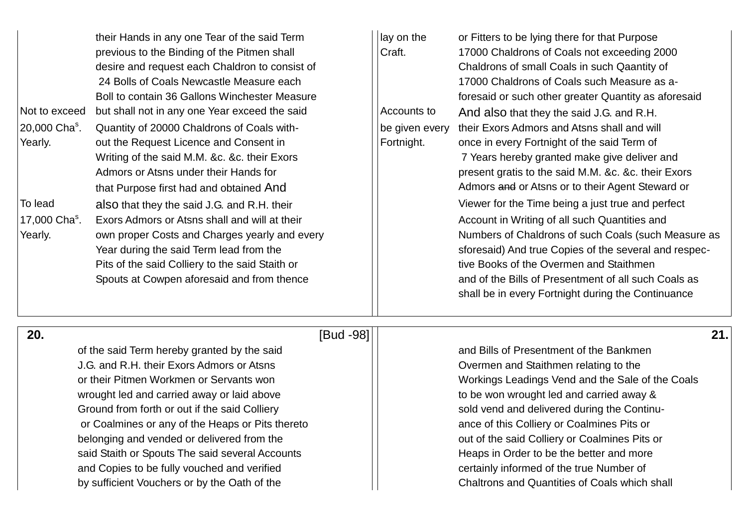| | |
|---|---|
| | their Hands in any one Tear of the said Term previous to the Binding of the Pitmen shall desire and request each Chaldron to consist of 24 Bolls of Coals Newcastle Measure each Boll to contain 36 Gallons Winchester Measure |
| Not to exceed 20,000 Cha^s. Yearly. | but shall not in any one Year exceed the said Quantity of 20000 Chaldrons of Coals without the Request Licence and Consent in Writing of the said M.M. &c. &c. their Exors Admors or Atsns under their Hands for that Purpose first had and obtained And |
| To lead 17,000 Cha^s. Yearly. | also that they the said J.G. and R.H. their Exors Admors or Atsns shall and will at their own proper Costs and Charges yearly and every Year during the said Term lead from the Pits of the said Colliery to the said Staith or Spouts at Cowpen aforesaid and from thence |

| | |
|---|---|
| lay on the Craft. | or Fitters to be lying there for that Purpose 17000 Chaldrons of Coals not exceeding 2000 Chaldrons of small Coals in such Qaantity of 17000 Chaldrons of Coals such Measure as aforesaid or such other greater Quantity as aforesaid |
| Accounts to be given every Fortnight. | And also that they the said J.G. and R.H. their Exors Admors and Atsns shall and will once in every Fortnight of the said Term of 7 Years hereby granted make give deliver and present gratis to the said M.M. &c. &c. their Exors Admors ~~and~~ or Atsns or to their Agent Steward or Viewer for the Time being a just true and perfect Account in Writing of all such Quantities and Numbers of Chaldrons of such Coals (such Measure as sforesaid) And true Copies of the several and respective Books of the Overmen and Staithmen and of the Bills of Presentment of all such Coals as shall be in every Fortnight during the Continuance |

**20.** [Bud -98]

of the said Term hereby granted by the said J.G. and R.H. their Exors Admors or Atsns or their Pitmen Workmen or Servants won wrought led and carried away or laid above Ground from forth or out if the said Colliery or Coalmines or any of the Heaps or Pits thereto belonging and vended or delivered from the said Staith or Spouts The said several Accounts and Copies to be fully vouched and verified by sufficient Vouchers or by the Oath of the

**21.**

and Bills of Presentment of the Bankmen Overmen and Staithmen relating to the Workings Leadings Vend and the Sale of the Coals to be won wrought led and carried away & sold vend and delivered during the Continuance of this Colliery or Coalmines Pits or out of the said Colliery or Coalmines Pits or Heaps in Order to be the better and more certainly informed of the true Number of Chaltrons and Quantities of Coals which shall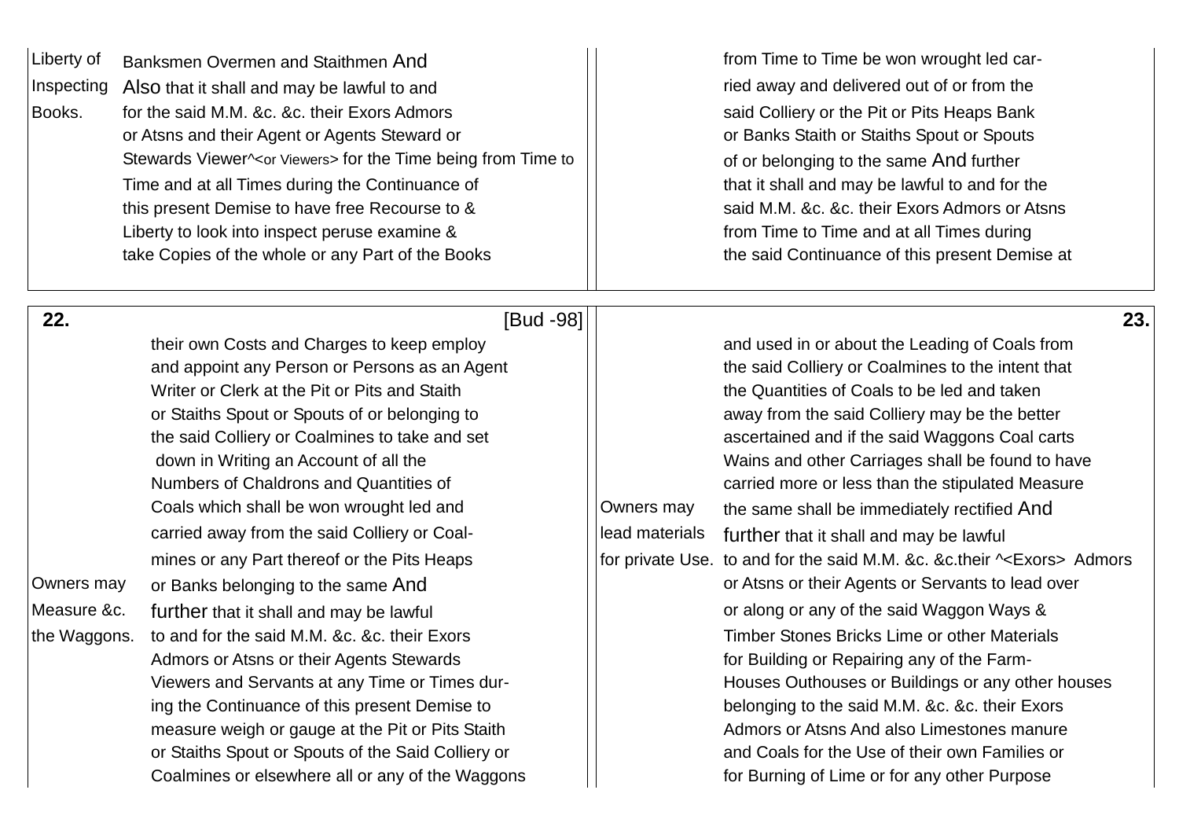Liberty of Inspecting Books.

Banksmen Overmen and Staithmen And Also that it shall and may be lawful to and for the said M.M. &c. &c. their Exors Admors or Atsns and their Agent or Agents Steward or Stewards Viewer^<or Viewers> for the Time being from Time to Time and at all Times during the Continuance of this present Demise to have free Recourse to & Liberty to look into inspect peruse examine & take Copies of the whole or any Part of the Books

from Time to Time be won wrought led carried away and delivered out of or from the said Colliery or the Pit or Pits Heaps Bank or Banks Staith or Staiths Spout or Spouts of or belonging to the same And further that it shall and may be lawful to and for the said M.M. &c. &c. their Exors Admors or Atsns from Time to Time and at all Times during the said Continuance of this present Demise at

**22.** [Bud -98]

their own Costs and Charges to keep employ and appoint any Person or Persons as an Agent Writer or Clerk at the Pit or Pits and Staith or Staiths Spout or Spouts of or belonging to the said Colliery or Coalmines to take and set down in Writing an Account of all the Numbers of Chaldrons and Quantities of Coals which shall be won wrought led and carried away from the said Colliery or Coalmines or any Part thereof or the Pits Heaps or Banks belonging to the same And further that it shall and may be lawful to and for the said M.M. &c. &c. their Exors Admors or Atsns or their Agents Stewards Viewers and Servants at any Time or Times during the Continuance of this present Demise to measure weigh or gauge at the Pit or Pits Staith or Staiths Spout or Spouts of the Said Colliery or Coalmines or elsewhere all or any of the Waggons

Owners may Measure &c. the Waggons.

**23.**

and used in or about the Leading of Coals from the said Colliery or Coalmines to the intent that the Quantities of Coals to be led and taken away from the said Colliery may be the better ascertained and if the said Waggons Coal carts Wains and other Carriages shall be found to have carried more or less than the stipulated Measure the same shall be immediately rectified And further that it shall and may be lawful to and for the said M.M. &c. &c.their ^<Exors> Admors or Atsns or their Agents or Servants to lead over or along or any of the said Waggon Ways & Timber Stones Bricks Lime or other Materials for Building or Repairing any of the Farm-Houses Outhouses or Buildings or any other houses belonging to the said M.M. &c. &c. their Exors Admors or Atsns And also Limestones manure and Coals for the Use of their own Families or for Burning of Lime or for any other Purpose

Owners may lead materials for private Use.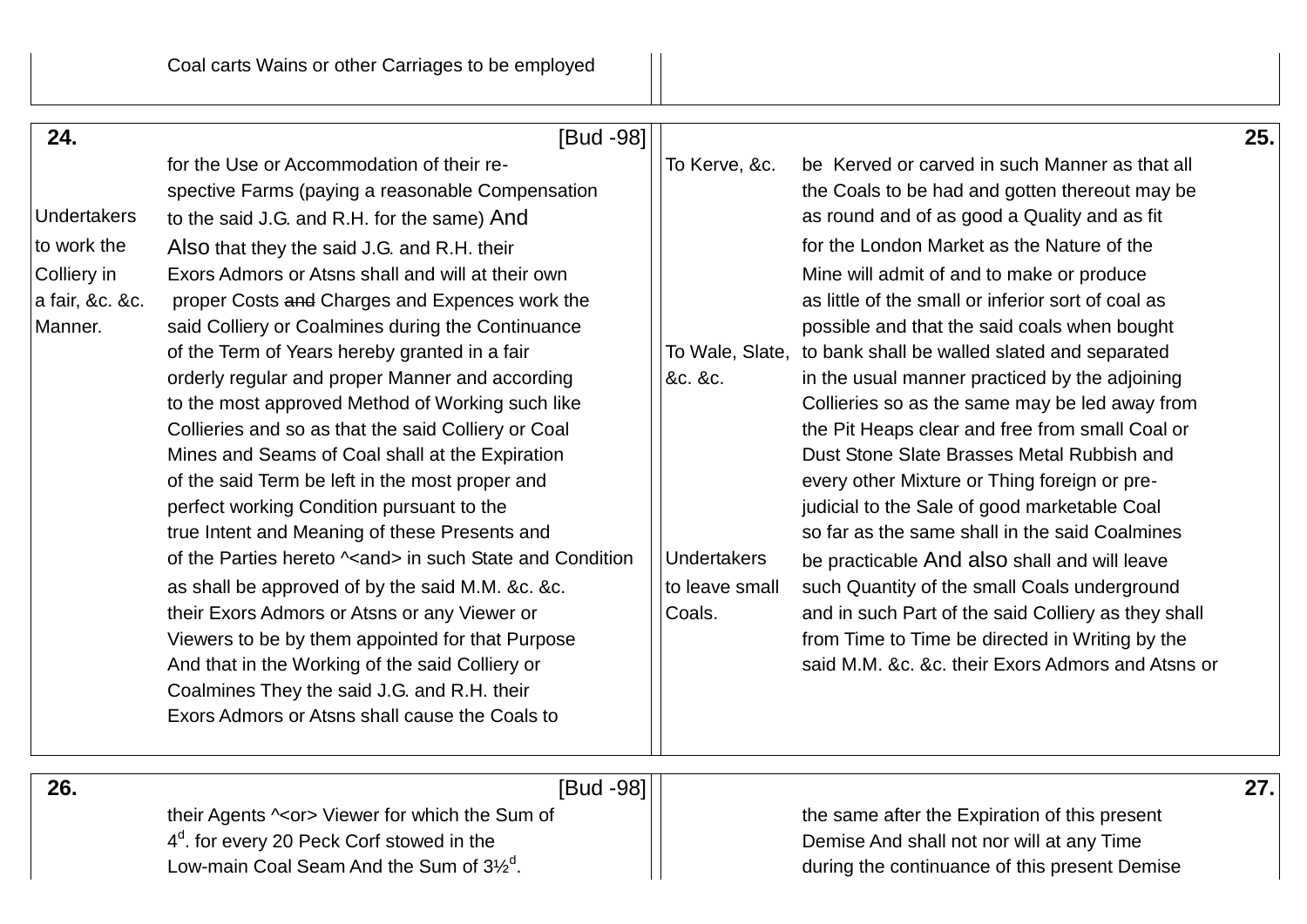Coal carts Wains or other Carriages to be employed

**24.** [Bud -98]

for the Use or Accommodation of their re-
spective Farms (paying a reasonable Compensation
to the said J.G. and R.H. for the same) And
Also that they the said J.G. and R.H. their
Exors Admors or Atsns shall and will at their own
proper Costs ~~and~~ Charges and Expences work the
said Colliery or Coalmines during the Continuance
of the Term of Years hereby granted in a fair
orderly regular and proper Manner and according
to the most approved Method of Working such like
Collieries and so as that the said Colliery or Coal
Mines and Seams of Coal shall at the Expiration
of the said Term be left in the most proper and
perfect working Condition pursuant to the
true Intent and Meaning of these Presents and
of the Parties hereto ^<and> in such State and Condition
as shall be approved of by the said M.M. &c. &c.
their Exors Admors or Atsns or any Viewer or
Viewers to be by them appointed for that Purpose
And that in the Working of the said Colliery or
Coalmines They the said J.G. and R.H. their
Exors Admors or Atsns shall cause the Coals to

*Margin: Undertakers to work the Colliery in a fair, &c. &c. Manner.*

**25.**

be Kerved or carved in such Manner as that all
the Coals to be had and gotten thereout may be
as round and of as good a Quality and as fit
for the London Market as the Nature of the
Mine will admit of and to make or produce
as little of the small or inferior sort of coal as
possible and that the said coals when bought
to bank shall be walled slated and separated
in the usual manner practiced by the adjoining
Collieries so as the same may be led away from
the Pit Heaps clear and free from small Coal or
Dust Stone Slate Brasses Metal Rubbish and
every other Mixture or Thing foreign or pre-
judicial to the Sale of good marketable Coal
so far as the same shall in the said Coalmines
be practicable And also shall and will leave
such Quantity of the small Coals underground
and in such Part of the said Colliery as they shall
from Time to Time be directed in Writing by the
said M.M. &c. &c. their Exors Admors and Atsns or

*Margin: To Kerve, &c.*

*Margin: To Wale, Slate, &c. &c.*

*Margin: Undertakers to leave small Coals.*

**26.** [Bud -98]

their Agents ^<or> Viewer for which the Sum of
4$^{d}$. for every 20 Peck Corf stowed in the
Low-main Coal Seam And the Sum of 3½$^{d}$.

**27.**

the same after the Expiration of this present
Demise And shall not nor will at any Time
during the continuance of this present Demise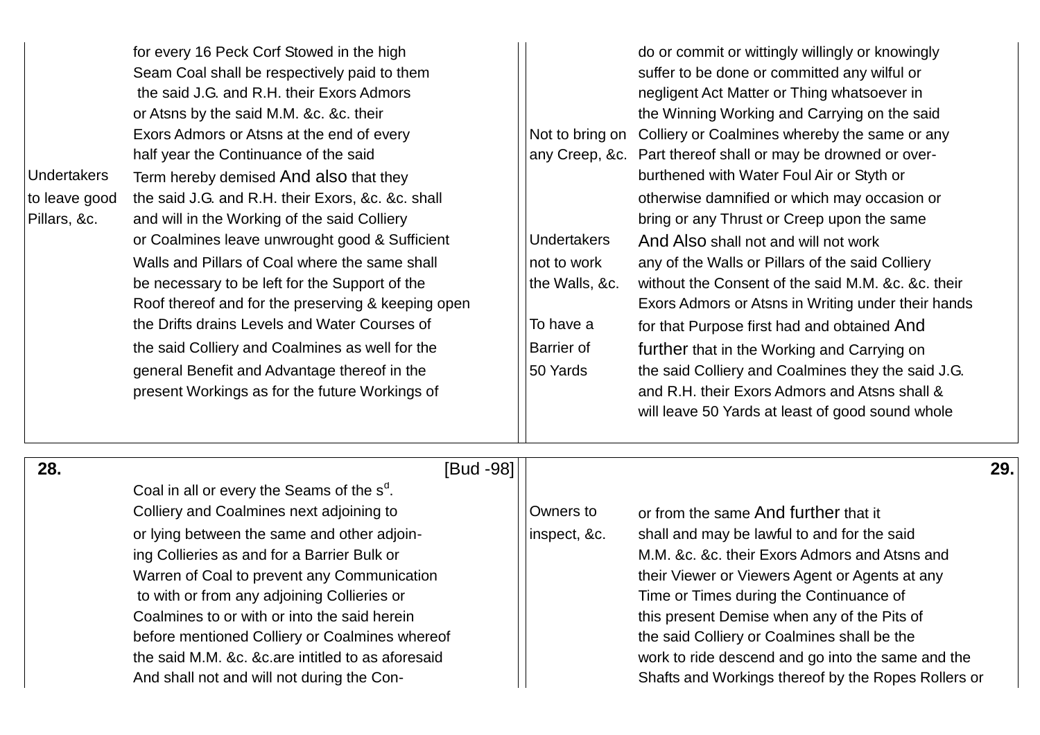for every 16 Peck Corf Stowed in the high Seam Coal shall be respectively paid to them the said J.G. and R.H. their Exors Admors or Atsns by the said M.M. &c. &c. their Exors Admors or Atsns at the end of every half year the Continuance of the said Term hereby demised And also that they the said J.G. and R.H. their Exors, &c. &c. shall and will in the Working of the said Colliery or Coalmines leave unwrought good & Sufficient Walls and Pillars of Coal where the same shall be necessary to be left for the Support of the Roof thereof and for the preserving & keeping open the Drifts drains Levels and Water Courses of the said Colliery and Coalmines as well for the general Benefit and Advantage thereof in the present Workings as for the future Workings of

*Undertakers to leave good Pillars, &c.*

do or commit or wittingly willingly or knowingly suffer to be done or committed any wilful or negligent Act Matter or Thing whatsoever in the Winning Working and Carrying on the said Colliery or Coalmines whereby the same or any Part thereof shall or may be drowned or over-burthened with Water Foul Air or Styth or otherwise damnified or which may occasion or bring or any Thrust or Creep upon the same And Also shall not and will not work any of the Walls or Pillars of the said Colliery without the Consent of the said M.M. &c. &c. their Exors Admors or Atsns in Writing under their hands for that Purpose first had and obtained And further that in the Working and Carrying on the said Colliery and Coalmines they the said J.G. and R.H. their Exors Admors and Atsns shall & will leave 50 Yards at least of good sound whole

*Not to bring on any Creep, &c.*

*Undertakers not to work the Walls, &c.*

*To have a Barrier of 50 Yards*

**28.** [Bud -98]

Coal in all or every the Seams of the s[d]. Colliery and Coalmines next adjoining to or lying between the same and other adjoining Collieries as and for a Barrier Bulk or Warren of Coal to prevent any Communication to with or from any adjoining Collieries or Coalmines to or with or into the said herein before mentioned Colliery or Coalmines whereof the said M.M. &c. &c.are intitled to as aforesaid And shall not and will not during the Con-

**29.**

or from the same And further that it shall and may be lawful to and for the said M.M. &c. &c. their Exors Admors and Atsns and their Viewer or Viewers Agent or Agents at any Time or Times during the Continuance of this present Demise when any of the Pits of the said Colliery or Coalmines shall be the work to ride descend and go into the same and the Shafts and Workings thereof by the Ropes Rollers or

*Owners to inspect, &c.*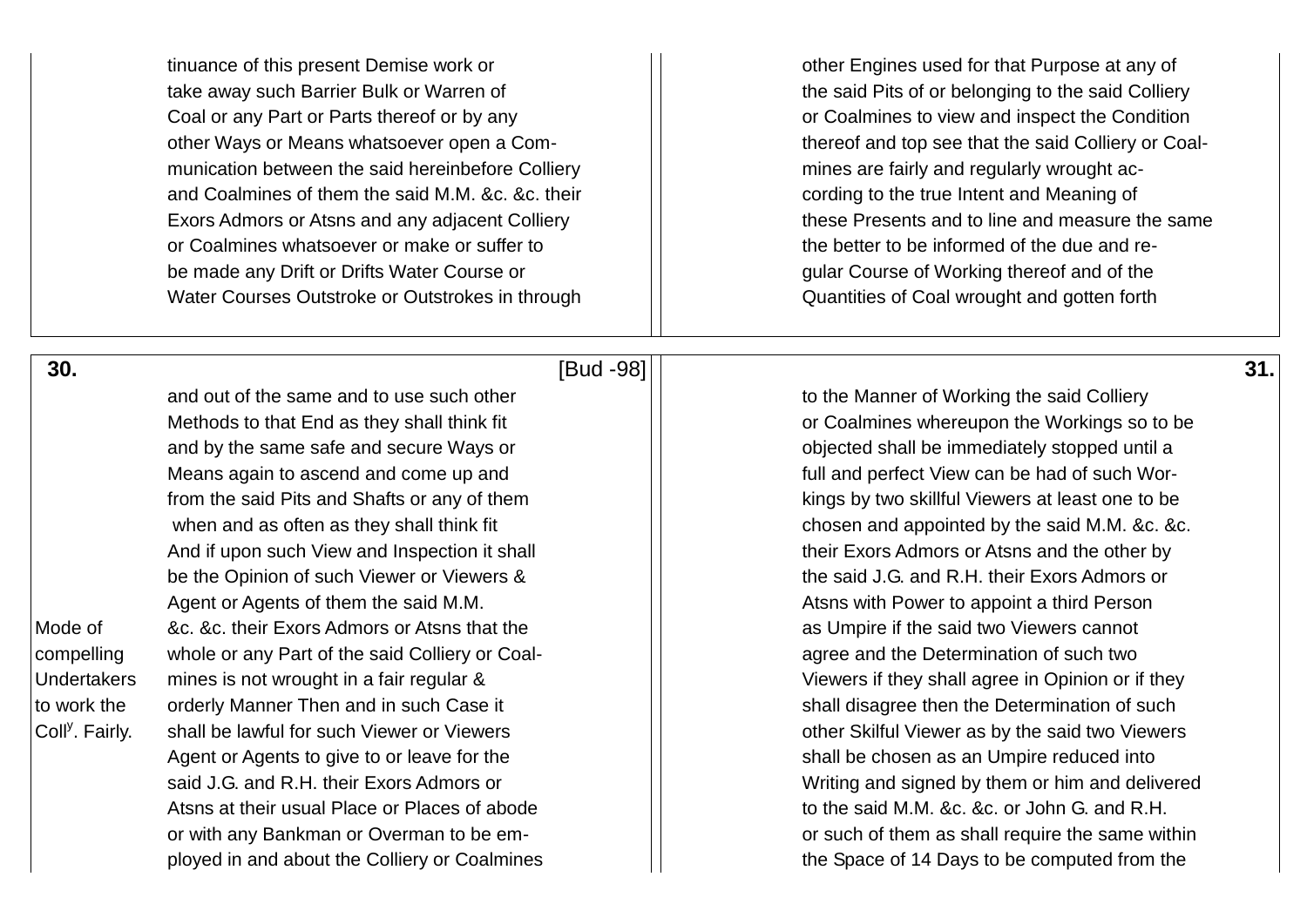tinuance of this present Demise work or
take away such Barrier Bulk or Warren of
Coal or any Part or Parts thereof or by any
other Ways or Means whatsoever open a Com-
munication between the said hereinbefore Colliery
and Coalmines of them the said M.M. &c. &c. their
Exors Admors or Atsns and any adjacent Colliery
or Coalmines whatsoever or make or suffer to
be made any Drift or Drifts Water Course or
Water Courses Outstroke or Outstrokes in through

other Engines used for that Purpose at any of
the said Pits of or belonging to the said Colliery
or Coalmines to view and inspect the Condition
thereof and top see that the said Colliery or Coal-
mines are fairly and regularly wrought ac-
cording to the true Intent and Meaning of
these Presents and to line and measure the same
the better to be informed of the due and re-
gular Course of Working thereof and of the
Quantities of Coal wrought and gotten forth

**30.** [Bud -98]

and out of the same and to use such other
Methods to that End as they shall think fit
and by the same safe and secure Ways or
Means again to ascend and come up and
from the said Pits and Shafts or any of them
when and as often as they shall think fit
And if upon such View and Inspection it shall
be the Opinion of such Viewer or Viewers &
Agent or Agents of them the said M.M.
&c. &c. their Exors Admors or Atsns that the
whole or any Part of the said Colliery or Coal-
mines is not wrought in a fair regular &
orderly Manner Then and in such Case it
shall be lawful for such Viewer or Viewers
Agent or Agents to give to or leave for the
said J.G. and R.H. their Exors Admors or
Atsns at their usual Place or Places of abode
or with any Bankman or Overman to be em-
ployed in and about the Colliery or Coalmines

*Mode of compelling Undertakers to work the Coll[y]. Fairly.*

**31.**

to the Manner of Working the said Colliery
or Coalmines whereupon the Workings so to be
objected shall be immediately stopped until a
full and perfect View can be had of such Wor-
kings by two skillful Viewers at least one to be
chosen and appointed by the said M.M. &c. &c.
their Exors Admors or Atsns and the other by
the said J.G. and R.H. their Exors Admors or
Atsns with Power to appoint a third Person
as Umpire if the said two Viewers cannot
agree and the Determination of such two
Viewers if they shall agree in Opinion or if they
shall disagree then the Determination of such
other Skilful Viewer as by the said two Viewers
shall be chosen as an Umpire reduced into
Writing and signed by them or him and delivered
to the said M.M. &c. &c. or John G. and R.H.
or such of them as shall require the same within
the Space of 14 Days to be computed from the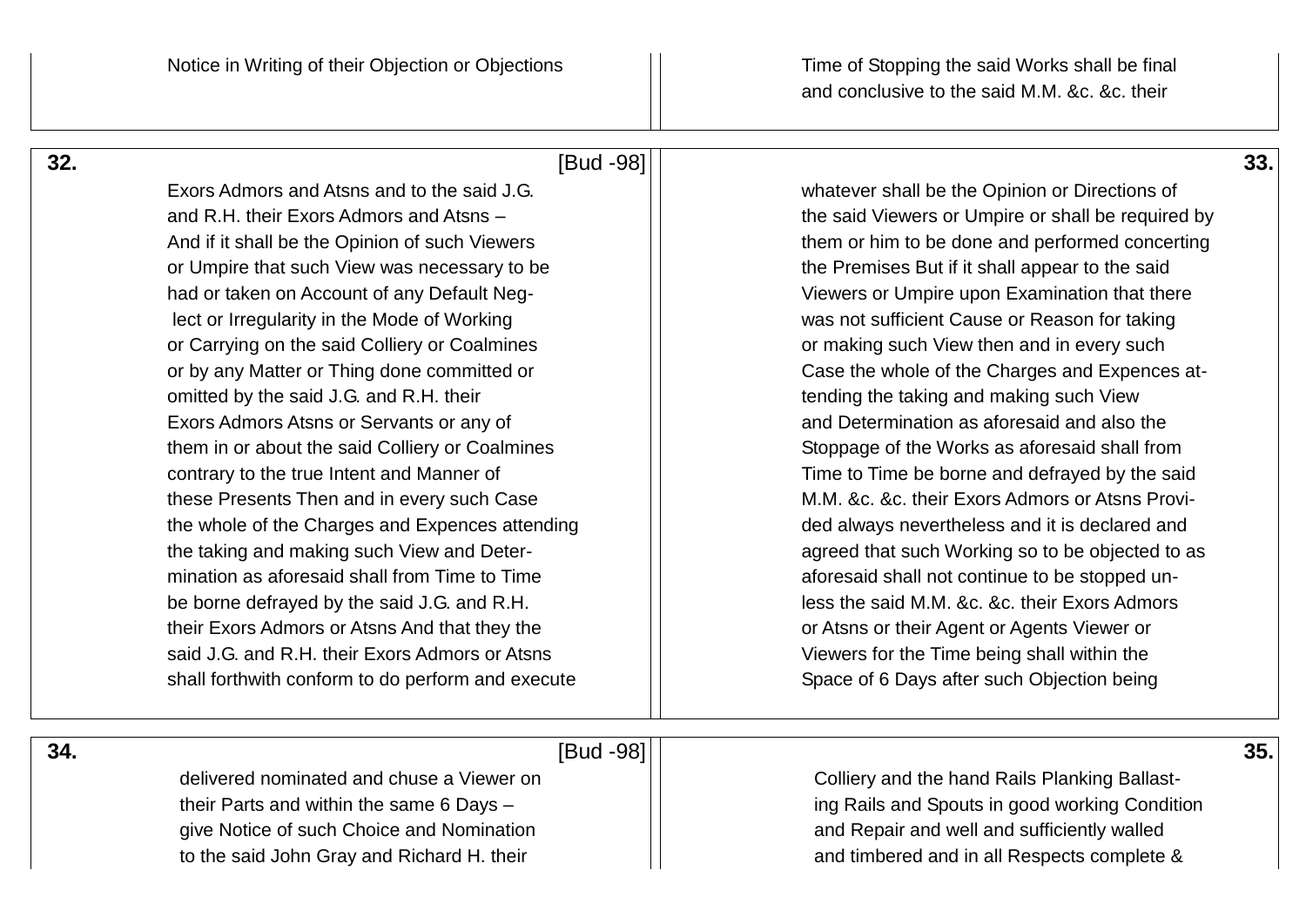Notice in Writing of their Objection or Objections

Time of Stopping the said Works shall be final
and conclusive to the said M.M. &c. &c. their

**32.** [Bud -98]

Exors Admors and Atsns and to the said J.G.
and R.H. their Exors Admors and Atsns –
And if it shall be the Opinion of such Viewers
or Umpire that such View was necessary to be
had or taken on Account of any Default Neg-
lect or Irregularity in the Mode of Working
or Carrying on the said Colliery or Coalmines
or by any Matter or Thing done committed or
omitted by the said J.G. and R.H. their
Exors Admors Atsns or Servants or any of
them in or about the said Colliery or Coalmines
contrary to the true Intent and Manner of
these Presents Then and in every such Case
the whole of the Charges and Expences attending
the taking and making such View and Deter-
mination as aforesaid shall from Time to Time
be borne defrayed by the said J.G. and R.H.
their Exors Admors or Atsns And that they the
said J.G. and R.H. their Exors Admors or Atsns
shall forthwith conform to do perform and execute

**33.**

whatever shall be the Opinion or Directions of
the said Viewers or Umpire or shall be required by
them or him to be done and performed concerting
the Premises But if it shall appear to the said
Viewers or Umpire upon Examination that there
was not sufficient Cause or Reason for taking
or making such View then and in every such
Case the whole of the Charges and Expences at-
tending the taking and making such View
and Determination as aforesaid and also the
Stoppage of the Works as aforesaid shall from
Time to Time be borne and defrayed by the said
M.M. &c. &c. their Exors Admors or Atsns Provi-
ded always nevertheless and it is declared and
agreed that such Working so to be objected to as
aforesaid shall not continue to be stopped un-
less the said M.M. &c. &c. their Exors Admors
or Atsns or their Agent or Agents Viewer or
Viewers for the Time being shall within the
Space of 6 Days after such Objection being

**34.** [Bud -98]

delivered nominated and chuse a Viewer on
their Parts and within the same 6 Days –
give Notice of such Choice and Nomination
to the said John Gray and Richard H. their

**35.**

Colliery and the hand Rails Planking Ballast-
ing Rails and Spouts in good working Condition
and Repair and well and sufficiently walled
and timbered and in all Respects complete &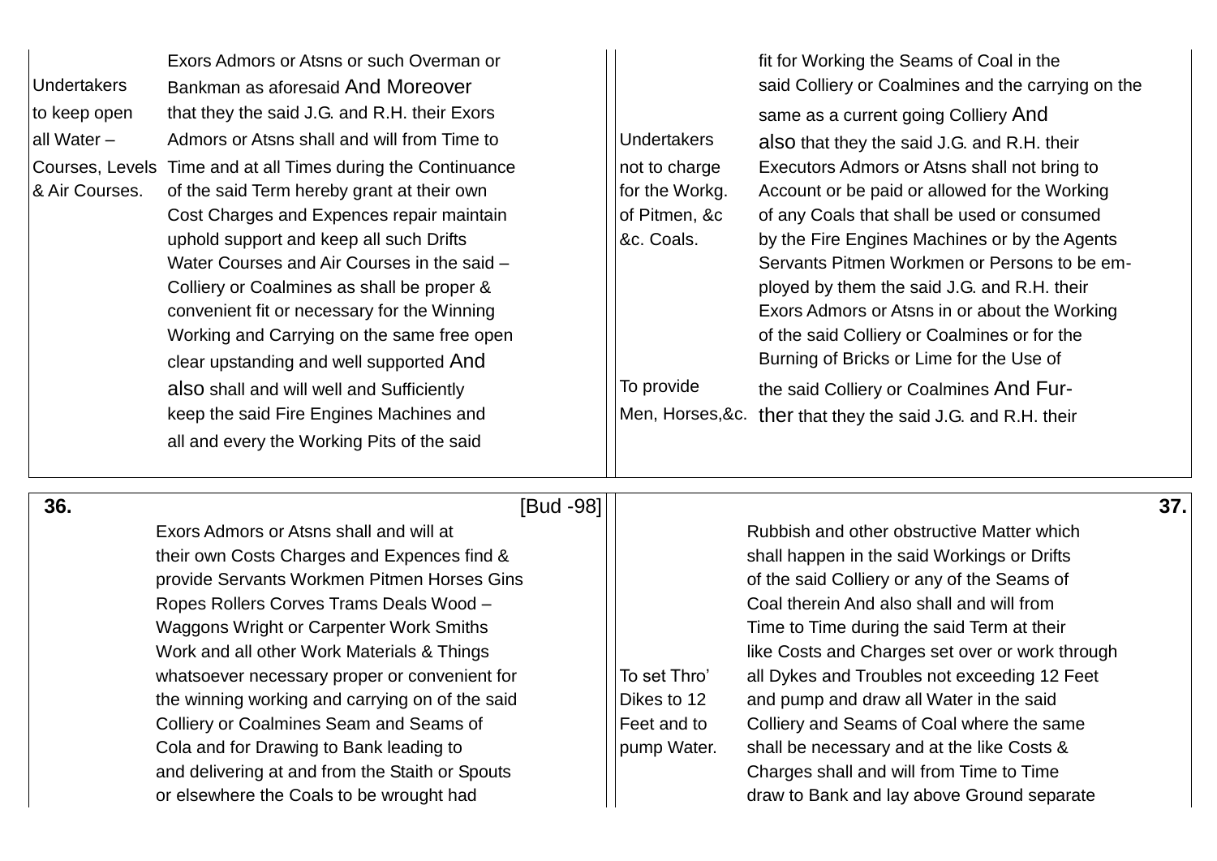| | |
|---|---|
| Undertakers to keep open all Water – Courses, Levels & Air Courses. | Exors Admors or Atsns or such Overman or Bankman as aforesaid And Moreover that they the said J.G. and R.H. their Exors Admors or Atsns shall and will from Time to Time and at all Times during the Continuance of the said Term hereby grant at their own Cost Charges and Expences repair maintain uphold support and keep all such Drifts Water Courses and Air Courses in the said – Colliery or Coalmines as shall be proper & convenient fit or necessary for the Winning Working and Carrying on the same free open clear upstanding and well supported And also shall and will well and Sufficiently keep the said Fire Engines Machines and all and every the Working Pits of the said |

| | |
|---|---|
| | fit for Working the Seams of Coal in the said Colliery or Coalmines and the carrying on the same as a current going Colliery And |
| Undertakers not to charge for the Workg. of Pitmen, &c &c. Coals. | also that they the said J.G. and R.H. their Executors Admors or Atsns shall not bring to Account or be paid or allowed for the Working of any Coals that shall be used or consumed by the Fire Engines Machines or by the Agents Servants Pitmen Workmen or Persons to be employed by them the said J.G. and R.H. their Exors Admors or Atsns in or about the Working of the said Colliery or Coalmines or for the Burning of Bricks or Lime for the Use of |
| To provide Men, Horses,&c. | the said Colliery or Coalmines And Further that they the said J.G. and R.H. their |

**36.** [Bud -98]

Exors Admors or Atsns shall and will at their own Costs Charges and Expences find & provide Servants Workmen Pitmen Horses Gins Ropes Rollers Corves Trams Deals Wood – Waggons Wright or Carpenter Work Smiths Work and all other Work Materials & Things whatsoever necessary proper or convenient for the winning working and carrying on of the said Colliery or Coalmines Seam and Seams of Cola and for Drawing to Bank leading to and delivering at and from the Staith or Spouts or elsewhere the Coals to be wrought had

**37.**

| | |
|---|---|
| | Rubbish and other obstructive Matter which shall happen in the said Workings or Drifts of the said Colliery or any of the Seams of Coal therein And also shall and will from Time to Time during the said Term at their like Costs and Charges set over or work through |
| To set Thro' Dikes to 12 Feet and to pump Water. | all Dykes and Troubles not exceeding 12 Feet and pump and draw all Water in the said Colliery and Seams of Coal where the same shall be necessary and at the like Costs & Charges shall and will from Time to Time draw to Bank and lay above Ground separate |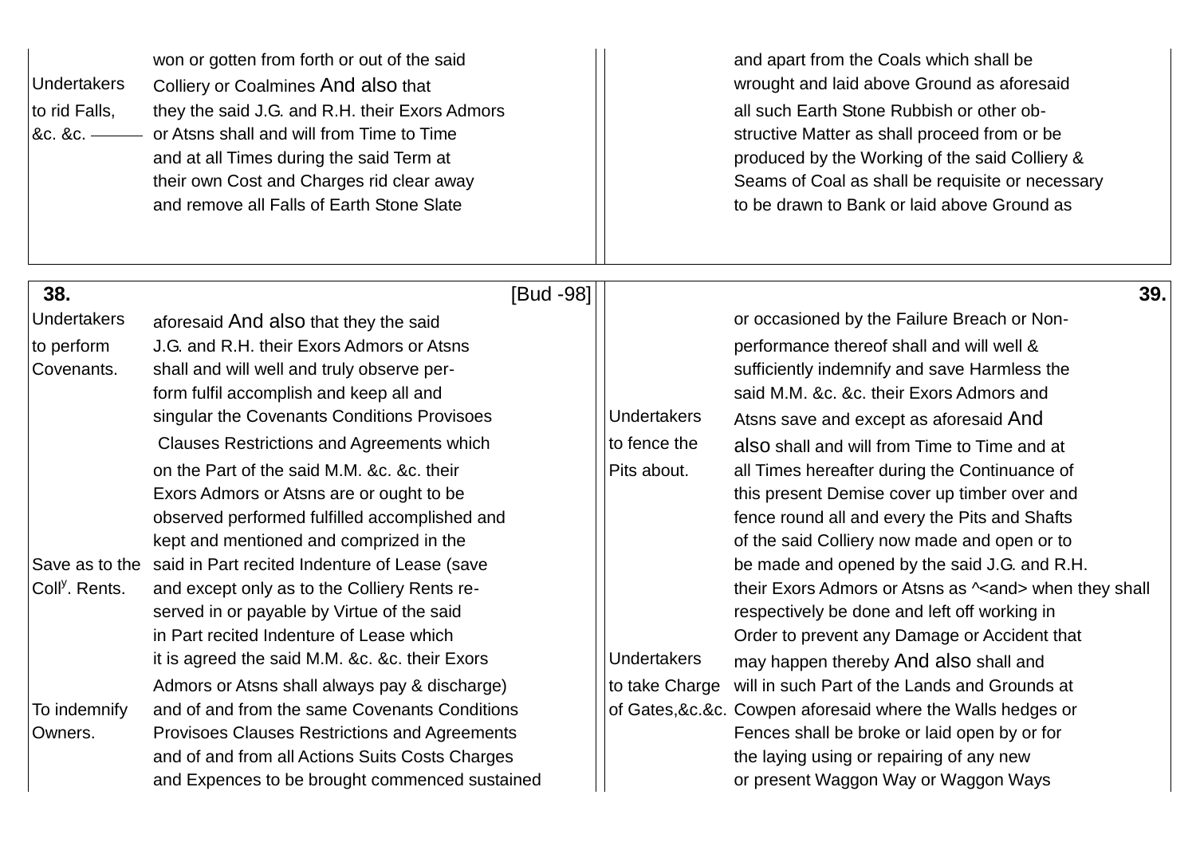| | won or gotten from forth or out of the said | | and apart from the Coals which shall be |
|---|---|---|---|
| Undertakers to rid Falls, &c. &c. | Colliery or Coalmines And also that they the said J.G. and R.H. their Exors Admors or Atsns shall and will from Time to Time and at all Times during the said Term at their own Cost and Charges rid clear away and remove all Falls of Earth Stone Slate | | wrought and laid above Ground as aforesaid all such Earth Stone Rubbish or other obstructive Matter as shall proceed from or be produced by the Working of the said Colliery & Seams of Coal as shall be requisite or necessary to be drawn to Bank or laid above Ground as |

**38.** [Bud -98]

| | |
|---|---|
| Undertakers to perform Covenants. | aforesaid And also that they the said J.G. and R.H. their Exors Admors or Atsns shall and will well and truly observe perform fulfil accomplish and keep all and singular the Covenants Conditions Provisoes Clauses Restrictions and Agreements which on the Part of the said M.M. &c. &c. their Exors Admors or Atsns are or ought to be observed performed fulfilled accomplished and kept and mentioned and comprized in the |
| Save as to the Coll[y]. Rents. | said in Part recited Indenture of Lease (save and except only as to the Colliery Rents reserved in or payable by Virtue of the said in Part recited Indenture of Lease which it is agreed the said M.M. &c. &c. their Exors Admors or Atsns shall always pay & discharge) |
| To indemnify Owners. | and of and from the same Covenants Conditions Provisoes Clauses Restrictions and Agreements and of and from all Actions Suits Costs Charges and Expences to be brought commenced sustained |

**39.**

| | |
|---|---|
| | or occasioned by the Failure Breach or Non-performance thereof shall and will well & sufficiently indemnify and save Harmless the said M.M. &c. &c. their Exors Admors and |
| Undertakers to fence the Pits about. | Atsns save and except as aforesaid And also shall and will from Time to Time and at all Times hereafter during the Continuance of this present Demise cover up timber over and fence round all and every the Pits and Shafts of the said Colliery now made and open or to be made and opened by the said J.G. and R.H. their Exors Admors or Atsns as ^<and> when they shall respectively be done and left off working in Order to prevent any Damage or Accident that |
| Undertakers to take Charge of Gates,&c.&c. | may happen thereby And also shall and will in such Part of the Lands and Grounds at Cowpen aforesaid where the Walls hedges or Fences shall be broke or laid open by or for the laying using or repairing of any new or present Waggon Way or Waggon Ways |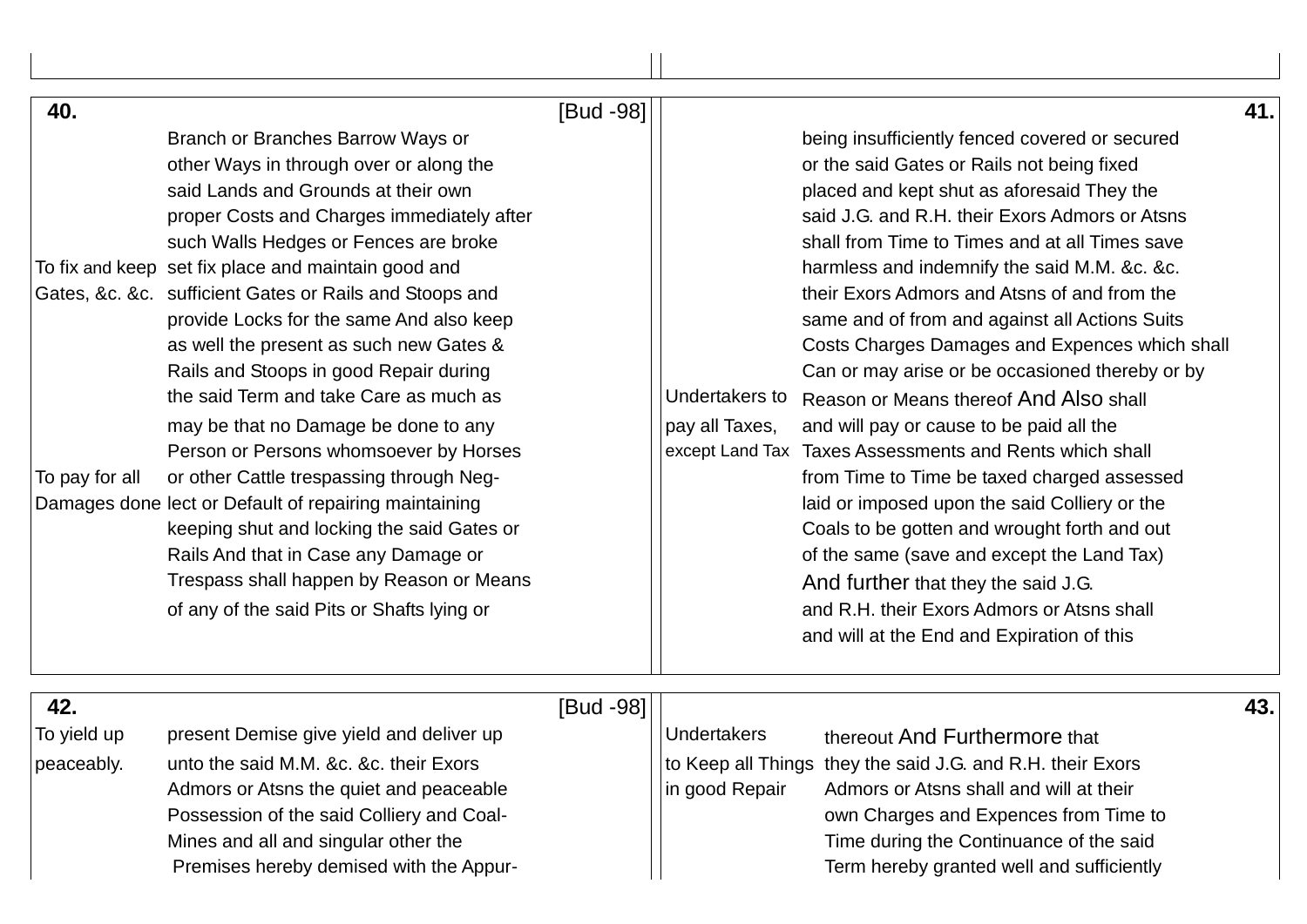## 40. [Bud -98]

Branch or Branches Barrow Ways or
other Ways in through over or along the
said Lands and Grounds at their own
proper Costs and Charges immediately after
such Walls Hedges or Fences are broke

*To fix and keep Gates, &c. &c.*

set fix place and maintain good and
sufficient Gates or Rails and Stoops and
provide Locks for the same And also keep
as well the present as such new Gates &
Rails and Stoops in good Repair during
the said Term and take Care as much as
may be that no Damage be done to any
Person or Persons whomsoever by Horses

*To pay for all Damages done*

or other Cattle trespassing through Neg-
lect or Default of repairing maintaining
keeping shut and locking the said Gates or
Rails And that in Case any Damage or
Trespass shall happen by Reason or Means
of any of the said Pits or Shafts lying or

## 41.

being insufficiently fenced covered or secured
or the said Gates or Rails not being fixed
placed and kept shut as aforesaid They the
said J.G. and R.H. their Exors Admors or Atsns
shall from Time to Times and at all Times save
harmless and indemnify the said M.M. &c. &c.
their Exors Admors and Atsns of and from the
same and of from and against all Actions Suits
Costs Charges Damages and Expences which shall
Can or may arise or be occasioned thereby or by
Reason or Means thereof And Also shall

*Undertakers to pay all Taxes, except Land Tax*

and will pay or cause to be paid all the
Taxes Assessments and Rents which shall
from Time to Time be taxed charged assessed
laid or imposed upon the said Colliery or the
Coals to be gotten and wrought forth and out
of the same (save and except the Land Tax)
And further that they the said J.G.
and R.H. their Exors Admors or Atsns shall
and will at the End and Expiration of this

## 42. [Bud -98]

*To yield up peaceably.*

present Demise give yield and deliver up
unto the said M.M. &c. &c. their Exors
Admors or Atsns the quiet and peaceable
Possession of the said Colliery and Coal-
Mines and all and singular other the
Premises hereby demised with the Appur-

## 43.

*Undertakers to Keep all Things in good Repair*

thereout And Furthermore that
they the said J.G. and R.H. their Exors
Admors or Atsns shall and will at their
own Charges and Expences from Time to
Time during the Continuance of the said
Term hereby granted well and sufficiently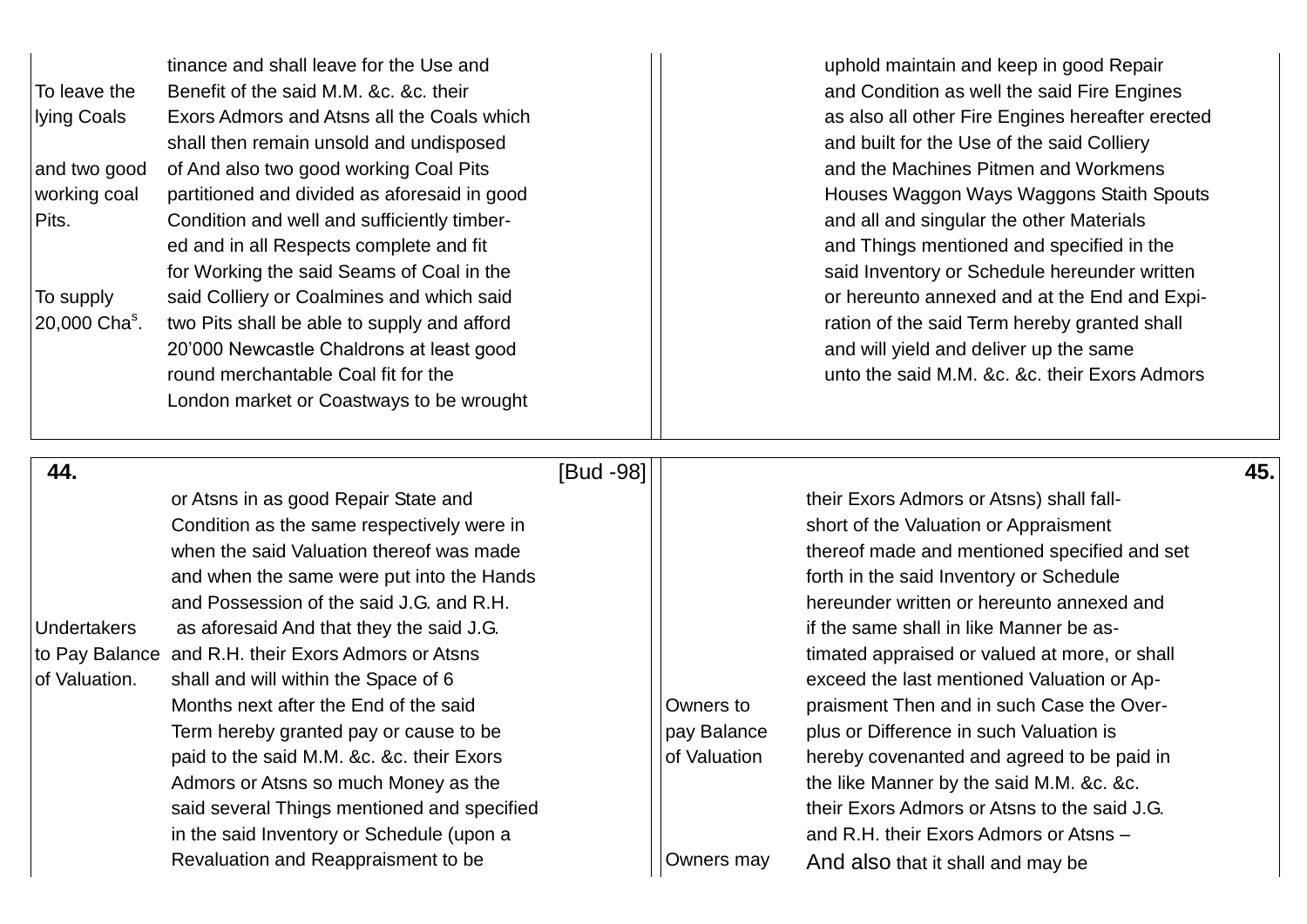| | |
|---|---|
| | tinance and shall leave for the Use and |
| To leave the | Benefit of the said M.M. &c. &c. their |
| lying Coals | Exors Admors and Atsns all the Coals which |
| | shall then remain unsold and undisposed |
| and two good | of And also two good working Coal Pits |
| working coal | partitioned and divided as aforesaid in good |
| Pits. | Condition and well and sufficiently timber- |
| | ed and in all Respects complete and fit |
| | for Working the said Seams of Coal in the |
| To supply | said Colliery or Coalmines and which said |
| 20,000 Cha[s]. | two Pits shall be able to supply and afford |
| | 20'000 Newcastle Chaldrons at least good |
| | round merchantable Coal fit for the |
| | London market or Coastways to be wrought |

uphold maintain and keep in good Repair
and Condition as well the said Fire Engines
as also all other Fire Engines hereafter erected
and built for the Use of the said Colliery
and the Machines Pitmen and Workmens
Houses Waggon Ways Waggons Staith Spouts
and all and singular the other Materials
and Things mentioned and specified in the
said Inventory or Schedule hereunder written
or hereunto annexed and at the End and Expi-
ration of the said Term hereby granted shall
and will yield and deliver up the same
unto the said M.M. &c. &c. their Exors Admors

**44.** [Bud -98]

| | |
|---|---|
| | or Atsns in as good Repair State and |
| | Condition as the same respectively were in |
| | when the said Valuation thereof was made |
| | and when the same were put into the Hands |
| | and Possession of the said J.G. and R.H. |
| Undertakers | as aforesaid And that they the said J.G. |
| to Pay Balance | and R.H. their Exors Admors or Atsns |
| of Valuation. | shall and will within the Space of 6 |
| | Months next after the End of the said |
| | Term hereby granted pay or cause to be |
| | paid to the said M.M. &c. &c. their Exors |
| | Admors or Atsns so much Money as the |
| | said several Things mentioned and specified |
| | in the said Inventory or Schedule (upon a |
| | Revaluation and Reappraisment to be |

**45.**

| | |
|---|---|
| | their Exors Admors or Atsns) shall fall- |
| | short of the Valuation or Appraisment |
| | thereof made and mentioned specified and set |
| | forth in the said Inventory or Schedule |
| | hereunder written or hereunto annexed and |
| | if the same shall in like Manner be as- |
| | timated appraised or valued at more, or shall |
| | exceed the last mentioned Valuation or Ap- |
| Owners to | praisment Then and in such Case the Over- |
| pay Balance | plus or Difference in such Valuation is |
| of Valuation | hereby covenanted and agreed to be paid in |
| | the like Manner by the said M.M. &c. &c. |
| | their Exors Admors or Atsns to the said J.G. |
| | and R.H. their Exors Admors or Atsns – |
| Owners may | And also that it shall and may be |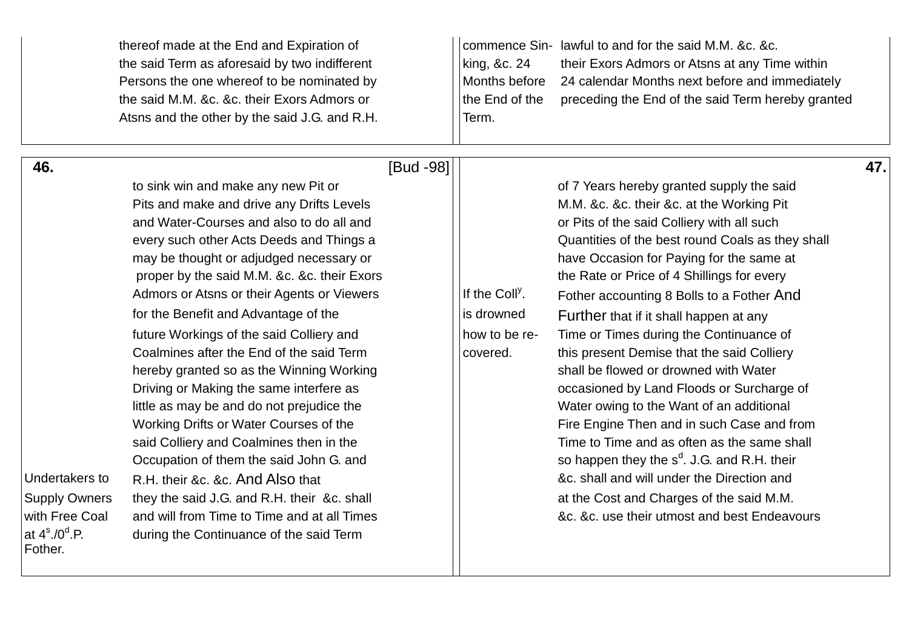thereof made at the End and Expiration of the said Term as aforesaid by two indifferent Persons the one whereof to be nominated by the said M.M. &c. &c. their Exors Admors or Atsns and the other by the said J.G. and R.H.

*commence Sinking, &c. 24 Months before the End of the Term.*

lawful to and for the said M.M. &c. &c. their Exors Admors or Atsns at any Time within 24 calendar Months next before and immediately preceding the End of the said Term hereby granted

**46.** [Bud -98]

to sink win and make any new Pit or Pits and make and drive any Drifts Levels and Water-Courses and also to do all and every such other Acts Deeds and Things a may be thought or adjudged necessary or proper by the said M.M. &c. &c. their Exors Admors or Atsns or their Agents or Viewers for the Benefit and Advantage of the future Workings of the said Colliery and Coalmines after the End of the said Term hereby granted so as the Winning Working Driving or Making the same interfere as little as may be and do not prejudice the Working Drifts or Water Courses of the said Colliery and Coalmines then in the Occupation of them the said John G. and R.H. their &c. &c. And Also that they the said J.G. and R.H. their &c. shall and will from Time to Time and at all Times during the Continuance of the said Term

*Undertakers to Supply Owners with Free Coal at 4s./0d.P. Fother.*

**47.**

of 7 Years hereby granted supply the said M.M. &c. &c. their &c. at the Working Pit or Pits of the said Colliery with all such Quantities of the best round Coals as they shall have Occasion for Paying for the same at the Rate or Price of 4 Shillings for every Fother accounting 8 Bolls to a Fother And Further that if it shall happen at any Time or Times during the Continuance of this present Demise that the said Colliery shall be flowed or drowned with Water occasioned by Land Floods or Surcharge of Water owing to the Want of an additional Fire Engine Then and in such Case and from Time to Time and as often as the same shall so happen they the sd. J.G. and R.H. their &c. shall and will under the Direction and at the Cost and Charges of the said M.M. &c. &c. use their utmost and best Endeavours

*If the Colly. is drowned how to be recovered.*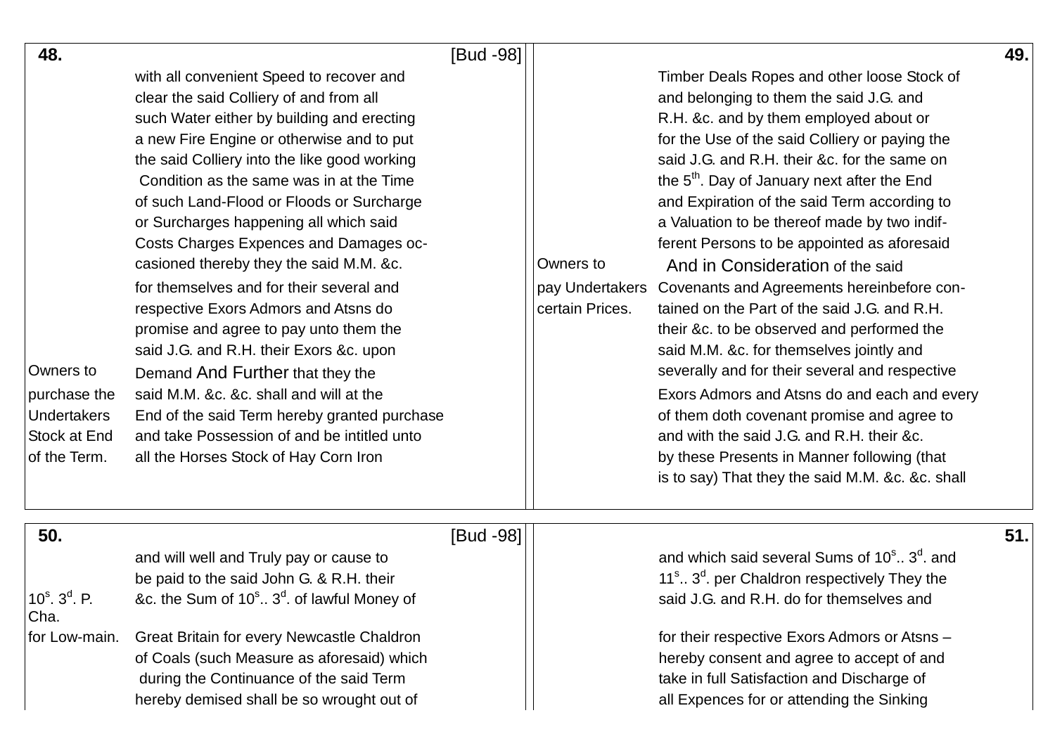**48.** [Bud -98]

with all convenient Speed to recover and clear the said Colliery of and from all such Water either by building and erecting a new Fire Engine or otherwise and to put the said Colliery into the like good working Condition as the same was in at the Time of such Land-Flood or Floods or Surcharge or Surcharges happening all which said Costs Charges Expences and Damages occasioned thereby they the said M.M. &c. for themselves and for their several and respective Exors Admors and Atsns do promise and agree to pay unto them the said J.G. and R.H. their Exors &c. upon Demand And Further that they the said M.M. &c. &c. shall and will at the End of the said Term hereby granted purchase and take Possession of and be intitled unto all the Horses Stock of Hay Corn Iron

*Owners to purchase the Undertakers Stock at End of the Term.*

**49.**

Timber Deals Ropes and other loose Stock of and belonging to them the said J.G. and R.H. &c. and by them employed about or for the Use of the said Colliery or paying the said J.G. and R.H. their &c. for the same on the 5th. Day of January next after the End and Expiration of the said Term according to a Valuation to be thereof made by two indifferent Persons to be appointed as aforesaid And in Consideration of the said Covenants and Agreements hereinbefore contained on the Part of the said J.G. and R.H. their &c. to be observed and performed the said M.M. &c. for themselves jointly and severally and for their several and respective Exors Admors and Atsns do and each and every of them doth covenant promise and agree to and with the said J.G. and R.H. their &c. by these Presents in Manner following (that is to say) That they the said M.M. &c. &c. shall

*Owners to pay Undertakers certain Prices.*

**50.** [Bud -98]

and will well and Truly pay or cause to be paid to the said John G. & R.H. their &c. the Sum of 10s.. 3d. of lawful Money of Great Britain for every Newcastle Chaldron of Coals (such Measure as aforesaid) which during the Continuance of the said Term hereby demised shall be so wrought out of

*10s. 3d. P. Cha. for Low-main.*

**51.**

and which said several Sums of 10s.. 3d. and 11s.. 3d. per Chaldron respectively They the said J.G. and R.H. do for themselves and for their respective Exors Admors or Atsns – hereby consent and agree to accept of and take in full Satisfaction and Discharge of all Expences for or attending the Sinking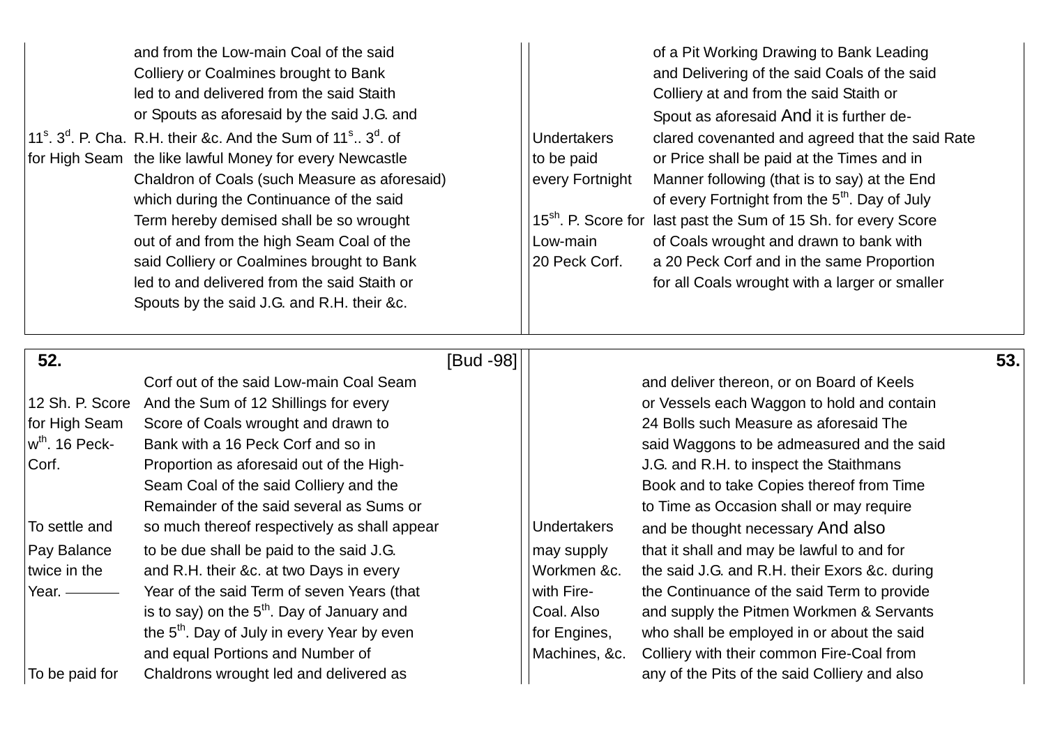and from the Low-main Coal of the said Colliery or Coalmines brought to Bank led to and delivered from the said Staith or Spouts as aforesaid by the said J.G. and R.H. their &c. And the Sum of 11s. 3d. of the like lawful Money for every Newcastle Chaldron of Coals (such Measure as aforesaid) which during the Continuance of the said Term hereby demised shall be so wrought out of and from the high Seam Coal of the said Colliery or Coalmines brought to Bank led to and delivered from the said Staith or Spouts by the said J.G. and R.H. their &c.

*11s. 3d. P. Cha. for High Seam*

of a Pit Working Drawing to Bank Leading and Delivering of the said Coals of the said Colliery at and from the said Staith or Spout as aforesaid And it is further declared covenanted and agreed that the said Rate or Price shall be paid at the Times and in Manner following (that is to say) at the End of every Fortnight from the 5th. Day of July last past the Sum of 15 Sh. for every Score of Coals wrought and drawn to bank with a 20 Peck Corf and in the same Proportion for all Coals wrought with a larger or smaller

*Undertakers to be paid every Fortnight*

*15sh. P. Score for Low-main 20 Peck Corf.*

**52.** [Bud -98]

Corf out of the said Low-main Coal Seam And the Sum of 12 Shillings for every Score of Coals wrought and drawn to Bank with a 16 Peck Corf and so in Proportion as aforesaid out of the High-Seam Coal of the said Colliery and the Remainder of the said several as Sums or so much thereof respectively as shall appear to be due shall be paid to the said J.G. and R.H. their &c. at two Days in every Year of the said Term of seven Years (that is to say) on the 5th. Day of January and the 5th. Day of July in every Year by even and equal Portions and Number of Chaldrons wrought led and delivered as

*12 Sh. P. Score for High Seam wth. 16 Peck-Corf.*

*To settle and Pay Balance twice in the Year.*

*To be paid for*

**53.**

and deliver thereon, or on Board of Keels or Vessels each Waggon to hold and contain 24 Bolls such Measure as aforesaid The said Waggons to be admeasured and the said J.G. and R.H. to inspect the Staithmans Book and to take Copies thereof from Time to Time as Occasion shall or may require and be thought necessary And also that it shall and may be lawful to and for the said J.G. and R.H. their Exors &c. during the Continuance of the said Term to provide and supply the Pitmen Workmen & Servants who shall be employed in or about the said Colliery with their common Fire-Coal from any of the Pits of the said Colliery and also

*Undertakers may supply Workmen &c. with Fire-Coal. Also for Engines, Machines, &c.*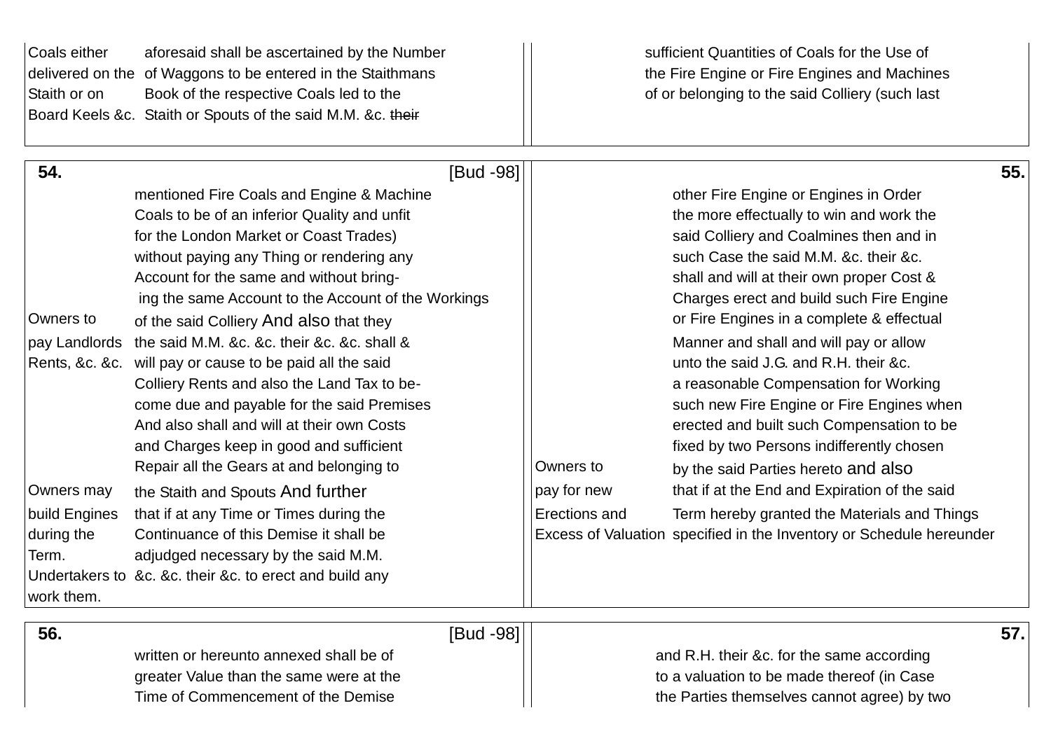| | |
|---|---|
| Coals either delivered on the Staith or on Board Keels &c. | aforesaid shall be ascertained by the Number of Waggons to be entered in the Staithmans Book of the respective Coals led to the Staith or Spouts of the said M.M. &c. ~~their~~ |

sufficient Quantities of Coals for the Use of the Fire Engine or Fire Engines and Machines of or belonging to the said Colliery (such last

**54.** [Bud -98]

| | |
|---|---|
| | mentioned Fire Coals and Engine & Machine Coals to be of an inferior Quality and unfit for the London Market or Coast Trades) without paying any Thing or rendering any Account for the same and without bringing the same Account to the Account of the Workings |
| Owners to pay Landlords Rents, &c. &c. | of the said Colliery And also that they the said M.M. &c. &c. their &c. &c. shall & will pay or cause to be paid all the said Colliery Rents and also the Land Tax to become due and payable for the said Premises And also shall and will at their own Costs and Charges keep in good and sufficient Repair all the Gears at and belonging to |
| Owners may build Engines during the Term. Undertakers to work them. | the Staith and Spouts And further that if at any Time or Times during the Continuance of this Demise it shall be adjudged necessary by the said M.M. &c. &c. their &c. to erect and build any |

**55.**

| | |
|---|---|
| | other Fire Engine or Engines in Order the more effectually to win and work the said Colliery and Coalmines then and in such Case the said M.M. &c. their &c. shall and will at their own proper Cost & Charges erect and build such Fire Engine or Fire Engines in a complete & effectual Manner and shall and will pay or allow unto the said J.G. and R.H. their &c. a reasonable Compensation for Working such new Fire Engine or Fire Engines when erected and built such Compensation to be fixed by two Persons indifferently chosen |
| Owners to pay for new Erections and Excess of Valuation | by the said Parties hereto and also that if at the End and Expiration of the said Term hereby granted the Materials and Things specified in the Inventory or Schedule hereunder |

**56.** [Bud -98]

written or hereunto annexed shall be of greater Value than the same were at the Time of Commencement of the Demise

**57.**

and R.H. their &c. for the same according to a valuation to be made thereof (in Case the Parties themselves cannot agree) by two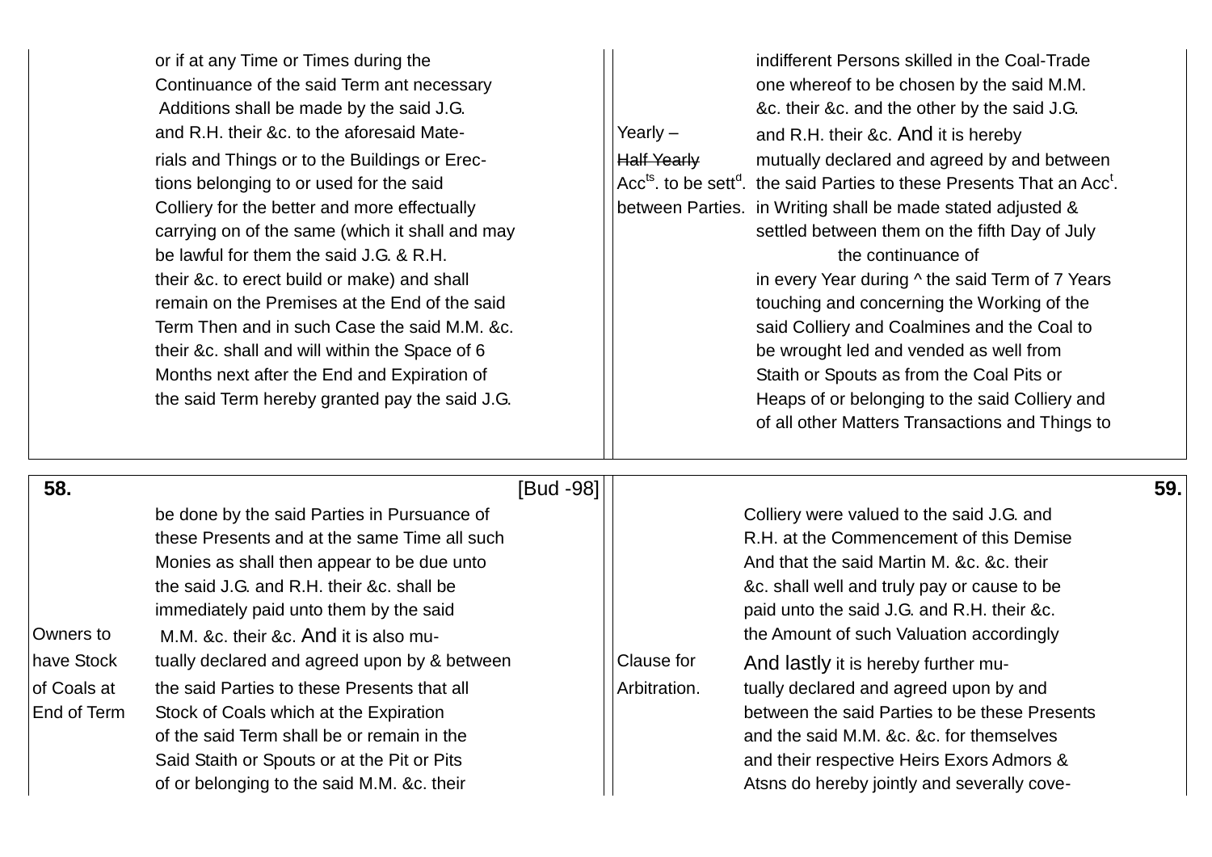or if at any Time or Times during the
Continuance of the said Term ant necessary
Additions shall be made by the said J.G.
and R.H. their &c. to the aforesaid Mate-
rials and Things or to the Buildings or Erec-
tions belonging to or used for the said
Colliery for the better and more effectually
carrying on of the same (which it shall and may
be lawful for them the said J.G. & R.H.
their &c. to erect build or make) and shall
remain on the Premises at the End of the said
Term Then and in such Case the said M.M. &c.
their &c. shall and will within the Space of 6
Months next after the End and Expiration of
the said Term hereby granted pay the said J.G.

Yearly – ~~Half Yearly~~ Acc[ts]. to be sett[d]. between Parties.

indifferent Persons skilled in the Coal-Trade
one whereof to be chosen by the said M.M.
&c. their &c. and the other by the said J.G.
and R.H. their &c. And it is hereby
mutually declared and agreed by and between
the said Parties to these Presents That an Acc[t].
in Writing shall be made stated adjusted &
settled between them on the fifth Day of July
in every Year during ^ the continuance of the said Term of 7 Years
touching and concerning the Working of the
said Colliery and Coalmines and the Coal to
be wrought led and vended as well from
Staith or Spouts as from the Coal Pits or
Heaps of or belonging to the said Colliery and
of all other Matters Transactions and Things to

---

58. [Bud -98]

be done by the said Parties in Pursuance of
these Presents and at the same Time all such
Monies as shall then appear to be due unto
the said J.G. and R.H. their &c. shall be
immediately paid unto them by the said
M.M. &c. their &c. And it is also mu-
tually declared and agreed upon by & between
the said Parties to these Presents that all
Stock of Coals which at the Expiration
of the said Term shall be or remain in the
Said Staith or Spouts or at the Pit or Pits
of or belonging to the said M.M. &c. their

Owners to have Stock of Coals at End of Term

59.

Colliery were valued to the said J.G. and
R.H. at the Commencement of this Demise
And that the said Martin M. &c. &c. their
&c. shall well and truly pay or cause to be
paid unto the said J.G. and R.H. their &c.
the Amount of such Valuation accordingly

Clause for Arbitration.

And lastly it is hereby further mu-
tually declared and agreed upon by and
between the said Parties to be these Presents
and the said M.M. &c. &c. for themselves
and their respective Heirs Exors Admors &
Atsns do hereby jointly and severally cove-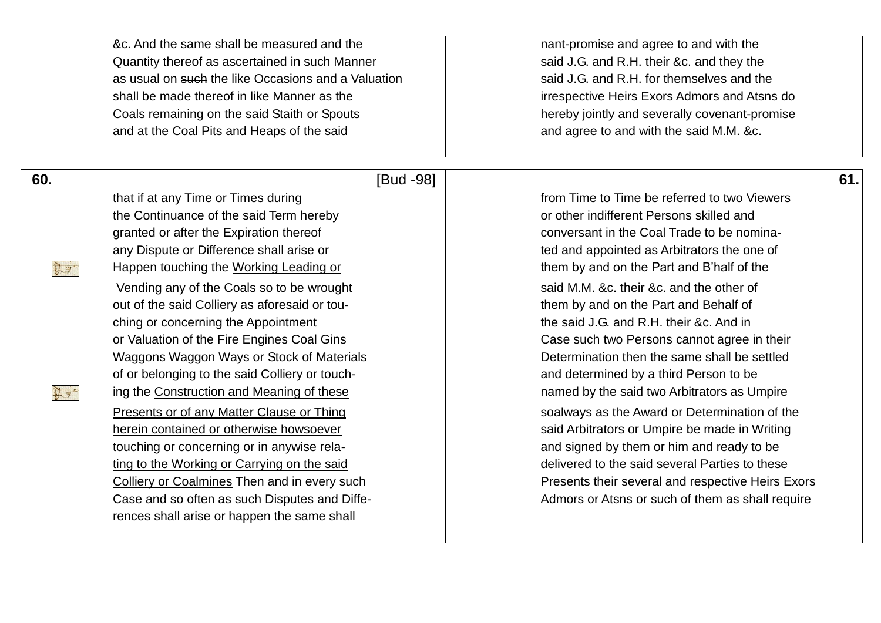&c. And the same shall be measured and the
Quantity thereof as ascertained in such Manner
as usual on ~~such~~ the like Occasions and a Valuation
shall be made thereof in like Manner as the
Coals remaining on the said Staith or Spouts
and at the Coal Pits and Heaps of the said

nant-promise and agree to and with the
said J.G. and R.H. their &c. and they the
said J.G. and R.H. for themselves and the
irrespective Heirs Exors Admors and Atsns do
hereby jointly and severally covenant-promise
and agree to and with the said M.M. &c.

**60.** [Bud -98]

that if at any Time or Times during
the Continuance of the said Term hereby
granted or after the Expiration thereof
any Dispute or Difference shall arise or
Happen touching the Working Leading or
Vending any of the Coals so to be wrought
out of the said Colliery as aforesaid or tou-
ching or concerning the Appointment
or Valuation of the Fire Engines Coal Gins
Waggons Waggon Ways or Stock of Materials
of or belonging to the said Colliery or touch-
ing the Construction and Meaning of these
Presents or of any Matter Clause or Thing
herein contained or otherwise howsoever
touching or concerning or in anywise rela-
ting to the Working or Carrying on the said
Colliery or Coalmines Then and in every such
Case and so often as such Disputes and Diffe-
rences shall arise or happen the same shall

**61.**

from Time to Time be referred to two Viewers
or other indifferent Persons skilled and
conversant in the Coal Trade to be nomina-
ted and appointed as Arbitrators the one of
them by and on the Part and B'half of the
said M.M. &c. their &c. and the other of
them by and on the Part and Behalf of
the said J.G. and R.H. their &c. And in
Case such two Persons cannot agree in their
Determination then the same shall be settled
and determined by a third Person to be
named by the said two Arbitrators as Umpire
soalways as the Award or Determination of the
said Arbitrators or Umpire be made in Writing
and signed by them or him and ready to be
delivered to the said several Parties to these
Presents their several and respective Heirs Exors
Admors or Atsns or such of them as shall require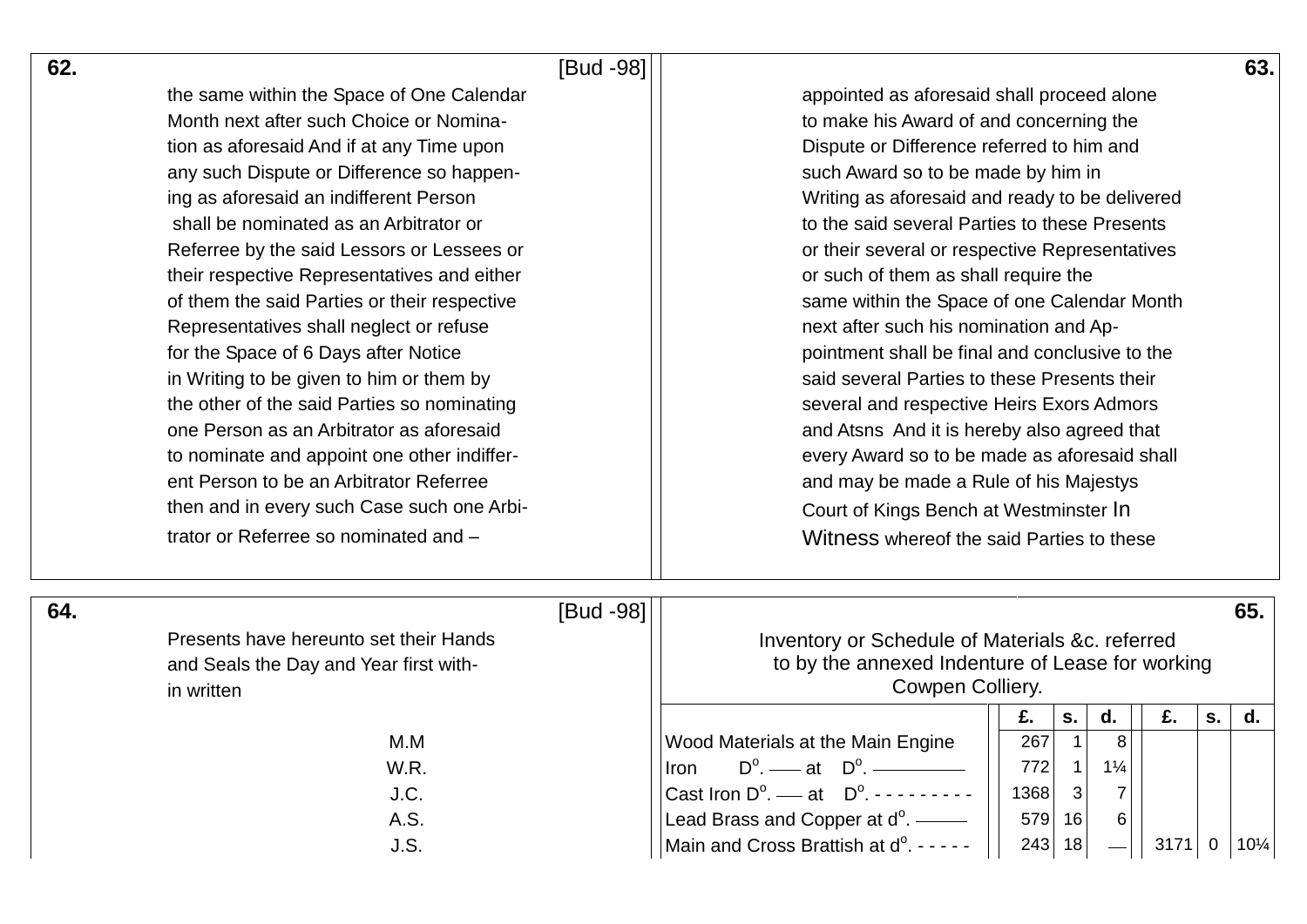62. [Bud -98]

the same within the Space of One Calendar
Month next after such Choice or Nomina-
tion as aforesaid And if at any Time upon
any such Dispute or Difference so happen-
ing as aforesaid an indifferent Person
shall be nominated as an Arbitrator or
Referree by the said Lessors or Lessees or
their respective Representatives and either
of them the said Parties or their respective
Representatives shall neglect or refuse
for the Space of 6 Days after Notice
in Writing to be given to him or them by
the other of the said Parties so nominating
one Person as an Arbitrator as aforesaid
to nominate and appoint one other indiffer-
ent Person to be an Arbitrator Referree
then and in every such Case such one Arbi-
trator or Referree so nominated and –

63.

appointed as aforesaid shall proceed alone
to make his Award of and concerning the
Dispute or Difference referred to him and
such Award so to be made by him in
Writing as aforesaid and ready to be delivered
to the said several Parties to these Presents
or their several or respective Representatives
or such of them as shall require the
same within the Space of one Calendar Month
next after such his nomination and Ap-
pointment shall be final and conclusive to the
said several Parties to these Presents their
several and respective Heirs Exors Admors
and Atsns And it is hereby also agreed that
every Award so to be made as aforesaid shall
and may be made a Rule of his Majestys
Court of Kings Bench at Westminster In
Witness whereof the said Parties to these

64. [Bud -98]

Presents have hereunto set their Hands
and Seals the Day and Year first with-
in written

M.M
W.R.
J.C.
A.S.
J.S.

65.

Inventory or Schedule of Materials &c. referred
to by the annexed Indenture of Lease for working
Cowpen Colliery.

| | £. | s. | d. | £. | s. | d. |
|---|---|---|---|---|---|---|
| Wood Materials at the Main Engine | 267 | 1 | 8 | | | |
| Iron Do. —— at Do. —————— | 772 | 1 | 1¼ | | | |
| Cast Iron Do. —— at Do. - - - - - - - - - | 1368 | 3 | 7 | | | |
| Lead Brass and Copper at do. ——— | 579 | 16 | 6 | | | |
| Main and Cross Brattish at do. - - - - - | 243 | 18 | — | 3171 | 0 | 10¼ |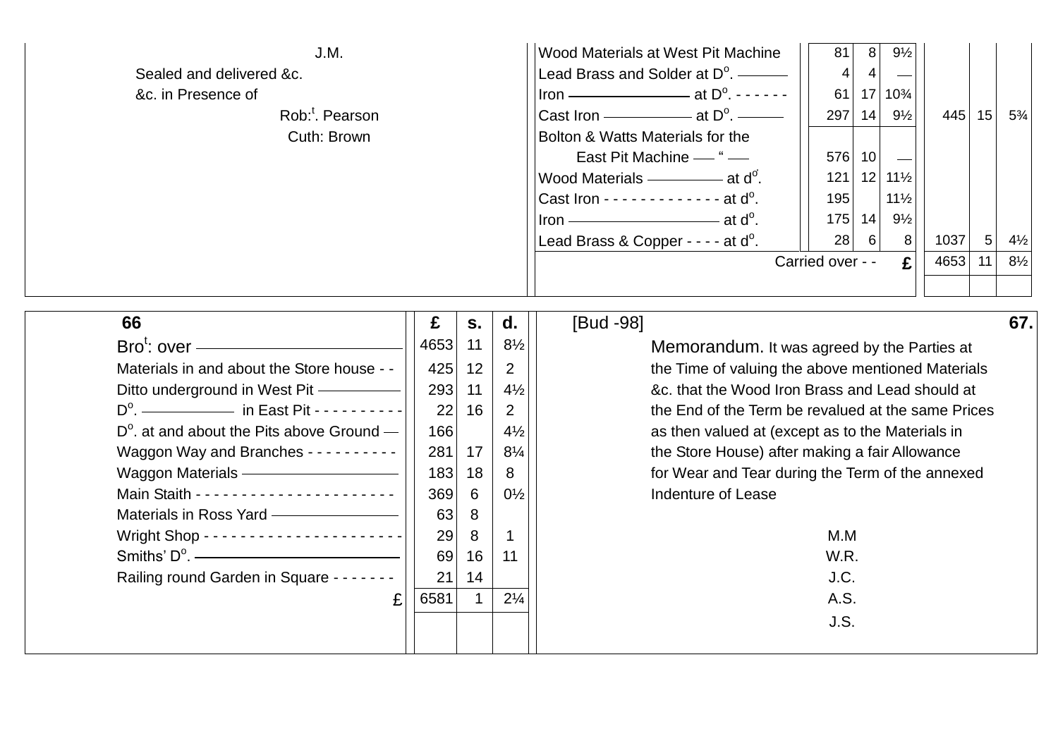J.M.

Sealed and delivered &c.
&c. in Presence of

Rob:t. Pearson
Cuth: Brown

| | £ | s. | d. | £ | s. | d. |
|---|---|---|---|---|---|---|
| Wood Materials at West Pit Machine | 81 | 8 | 9½ | | | |
| Lead Brass and Solder at Do. ——— | 4 | 4 | — | | | |
| Iron ——————— at Do. - - - - - - | 61 | 17 | 10¾ | | | |
| Cast Iron —————— at Do. ——— | 297 | 14 | 9½ | 445 | 15 | 5¾ |
| Bolton & Watts Materials for the East Pit Machine —— " —— | 576 | 10 | — | | | |
| Wood Materials ————— at do. | 121 | 12 | 11½ | | | |
| Cast Iron - - - - - - - - - - - - - at do. | 195 | | 11½ | | | |
| Iron —————————— at do. | 175 | 14 | 9½ | | | |
| Lead Brass & Copper - - - - at do. | 28 | 6 | 8 | 1037 | 5 | 4½ |
| Carried over - - £ | | | | 4653 | 11 | 8½ |

| 66 | £ | s. | d. |
|---|---|---|---|
| Brot: over ———————————— | 4653 | 11 | 8½ |
| Materials in and about the Store house - - | 425 | 12 | 2 |
| Ditto underground in West Pit —————— | 293 | 11 | 4½ |
| Do. ——————— in East Pit - - - - - - - - - - | 22 | 16 | 2 |
| Do. at and about the Pits above Ground — | 166 | | 4½ |
| Waggon Way and Branches - - - - - - - - - - | 281 | 17 | 8¼ |
| Waggon Materials ———————————— | 183 | 18 | 8 |
| Main Staith - - - - - - - - - - - - - - - - - - - - - - | 369 | 6 | 0½ |
| Materials in Ross Yard ———————— | 63 | 8 | |
| Wright Shop - - - - - - - - - - - - - - - - - - - - - | 29 | 8 | 1 |
| Smiths' Do. ———————————— | 69 | 16 | 11 |
| Railing round Garden in Square - - - - - - - | 21 | 14 | |
| £ | 6581 | 1 | 2¼ |

[Bud -98]

**67.**

Memorandum. It was agreed by the Parties at the Time of valuing the above mentioned Materials &c. that the Wood Iron Brass and Lead should at the End of the Term be revalued at the same Prices as then valued at (except as to the Materials in the Store House) after making a fair Allowance for Wear and Tear during the Term of the annexed Indenture of Lease

M.M
W.R.
J.C.
A.S.
J.S.